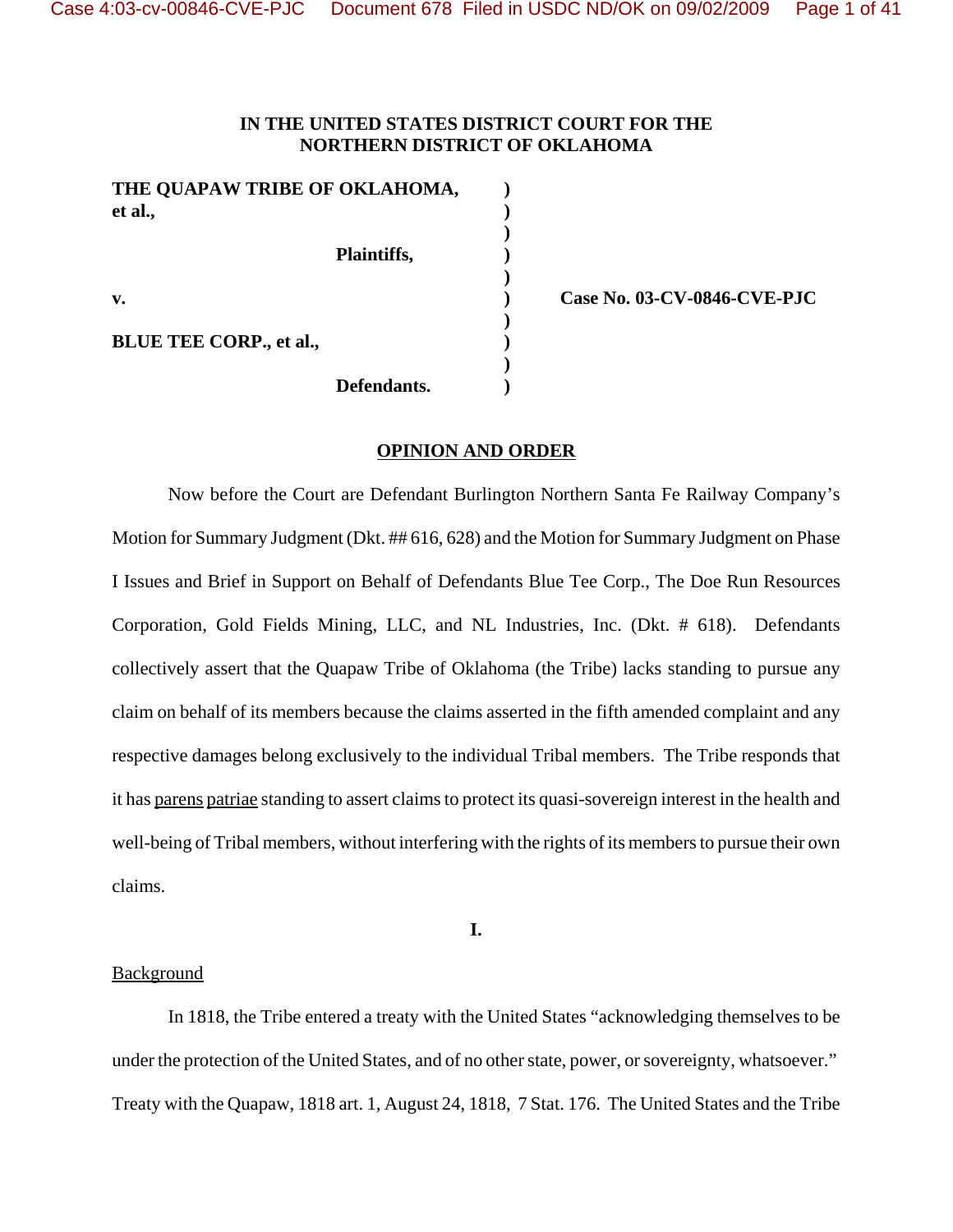**IN THE UNITED STATES DISTRICT COURT FOR THE NORTHERN DISTRICT OF OKLAHOMA**

| | | |
|---|---|---|
| **THE QUAPAW TRIBE OF OKLAHOMA, et al.,** | ) | |
| **Plaintiffs,** | ) | |
| **v.** | ) | **Case No. 03-CV-0846-CVE-PJC** |
| **BLUE TEE CORP., et al.,** | ) | |
| **Defendants.** | ) | |

**OPINION AND ORDER**

Now before the Court are Defendant Burlington Northern Santa Fe Railway Company's Motion for Summary Judgment (Dkt. ## 616, 628) and the Motion for Summary Judgment on Phase I Issues and Brief in Support on Behalf of Defendants Blue Tee Corp., The Doe Run Resources Corporation, Gold Fields Mining, LLC, and NL Industries, Inc. (Dkt. # 618). Defendants collectively assert that the Quapaw Tribe of Oklahoma (the Tribe) lacks standing to pursue any claim on behalf of its members because the claims asserted in the fifth amended complaint and any respective damages belong exclusively to the individual Tribal members. The Tribe responds that it has parens patriae standing to assert claims to protect its quasi-sovereign interest in the health and well-being of Tribal members, without interfering with the rights of its members to pursue their own claims.

**I.**

Background

In 1818, the Tribe entered a treaty with the United States "acknowledging themselves to be under the protection of the United States, and of no other state, power, or sovereignty, whatsoever." Treaty with the Quapaw, 1818 art. 1, August 24, 1818, 7 Stat. 176. The United States and the Tribe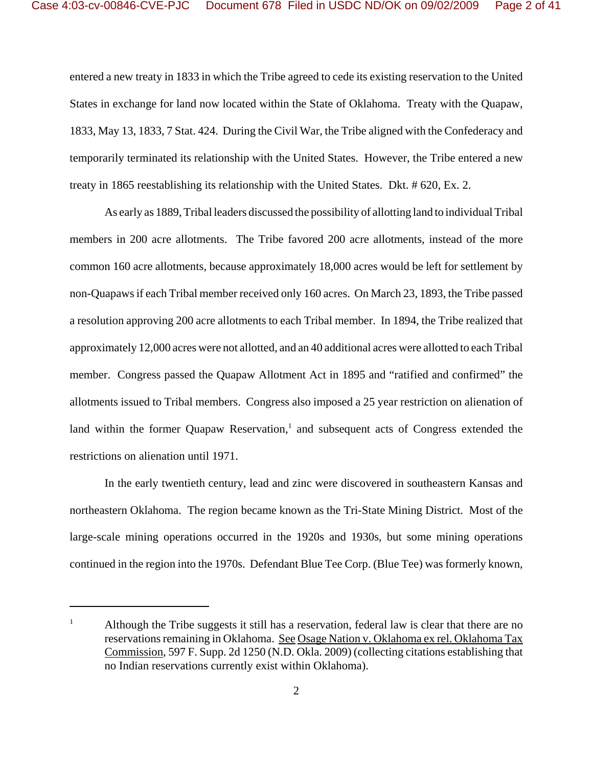entered a new treaty in 1833 in which the Tribe agreed to cede its existing reservation to the United States in exchange for land now located within the State of Oklahoma. Treaty with the Quapaw, 1833, May 13, 1833, 7 Stat. 424. During the Civil War, the Tribe aligned with the Confederacy and temporarily terminated its relationship with the United States. However, the Tribe entered a new treaty in 1865 reestablishing its relationship with the United States. Dkt. # 620, Ex. 2.

As early as 1889, Tribal leaders discussed the possibility of allotting land to individual Tribal members in 200 acre allotments. The Tribe favored 200 acre allotments, instead of the more common 160 acre allotments, because approximately 18,000 acres would be left for settlement by non-Quapaws if each Tribal member received only 160 acres. On March 23, 1893, the Tribe passed a resolution approving 200 acre allotments to each Tribal member. In 1894, the Tribe realized that approximately 12,000 acres were not allotted, and an 40 additional acres were allotted to each Tribal member. Congress passed the Quapaw Allotment Act in 1895 and "ratified and confirmed" the allotments issued to Tribal members. Congress also imposed a 25 year restriction on alienation of land within the former Quapaw Reservation,[1] and subsequent acts of Congress extended the restrictions on alienation until 1971.

In the early twentieth century, lead and zinc were discovered in southeastern Kansas and northeastern Oklahoma. The region became known as the Tri-State Mining District. Most of the large-scale mining operations occurred in the 1920s and 1930s, but some mining operations continued in the region into the 1970s. Defendant Blue Tee Corp. (Blue Tee) was formerly known,

---

[1] Although the Tribe suggests it still has a reservation, federal law is clear that there are no reservations remaining in Oklahoma. See Osage Nation v. Oklahoma ex rel. Oklahoma Tax Commission, 597 F. Supp. 2d 1250 (N.D. Okla. 2009) (collecting citations establishing that no Indian reservations currently exist within Oklahoma).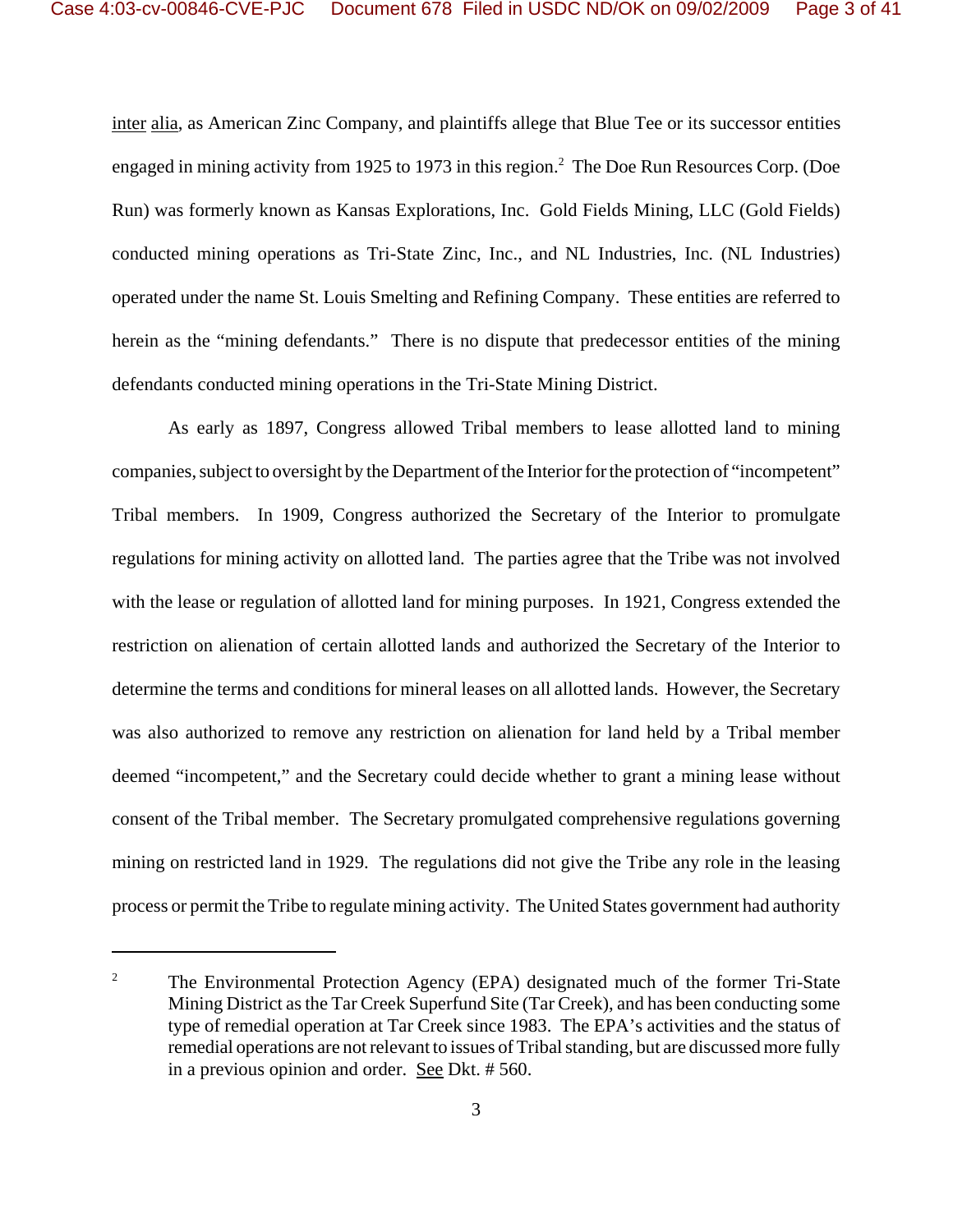inter alia, as American Zinc Company, and plaintiffs allege that Blue Tee or its successor entities engaged in mining activity from 1925 to 1973 in this region.[2] The Doe Run Resources Corp. (Doe Run) was formerly known as Kansas Explorations, Inc. Gold Fields Mining, LLC (Gold Fields) conducted mining operations as Tri-State Zinc, Inc., and NL Industries, Inc. (NL Industries) operated under the name St. Louis Smelting and Refining Company. These entities are referred to herein as the "mining defendants." There is no dispute that predecessor entities of the mining defendants conducted mining operations in the Tri-State Mining District.

As early as 1897, Congress allowed Tribal members to lease allotted land to mining companies, subject to oversight by the Department of the Interior for the protection of "incompetent" Tribal members. In 1909, Congress authorized the Secretary of the Interior to promulgate regulations for mining activity on allotted land. The parties agree that the Tribe was not involved with the lease or regulation of allotted land for mining purposes. In 1921, Congress extended the restriction on alienation of certain allotted lands and authorized the Secretary of the Interior to determine the terms and conditions for mineral leases on all allotted lands. However, the Secretary was also authorized to remove any restriction on alienation for land held by a Tribal member deemed "incompetent," and the Secretary could decide whether to grant a mining lease without consent of the Tribal member. The Secretary promulgated comprehensive regulations governing mining on restricted land in 1929. The regulations did not give the Tribe any role in the leasing process or permit the Tribe to regulate mining activity. The United States government had authority

---

[2] The Environmental Protection Agency (EPA) designated much of the former Tri-State Mining District as the Tar Creek Superfund Site (Tar Creek), and has been conducting some type of remedial operation at Tar Creek since 1983. The EPA's activities and the status of remedial operations are not relevant to issues of Tribal standing, but are discussed more fully in a previous opinion and order. See Dkt. # 560.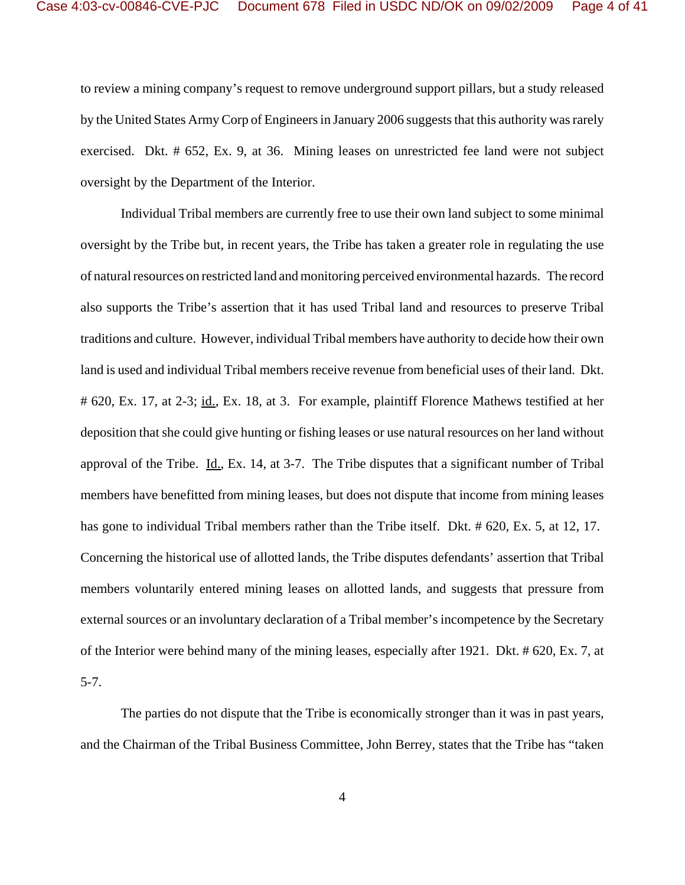to review a mining company's request to remove underground support pillars, but a study released by the United States Army Corp of Engineers in January 2006 suggests that this authority was rarely exercised. Dkt. # 652, Ex. 9, at 36. Mining leases on unrestricted fee land were not subject oversight by the Department of the Interior.

Individual Tribal members are currently free to use their own land subject to some minimal oversight by the Tribe but, in recent years, the Tribe has taken a greater role in regulating the use of natural resources on restricted land and monitoring perceived environmental hazards. The record also supports the Tribe's assertion that it has used Tribal land and resources to preserve Tribal traditions and culture. However, individual Tribal members have authority to decide how their own land is used and individual Tribal members receive revenue from beneficial uses of their land. Dkt. # 620, Ex. 17, at 2-3; id., Ex. 18, at 3. For example, plaintiff Florence Mathews testified at her deposition that she could give hunting or fishing leases or use natural resources on her land without approval of the Tribe. Id., Ex. 14, at 3-7. The Tribe disputes that a significant number of Tribal members have benefitted from mining leases, but does not dispute that income from mining leases has gone to individual Tribal members rather than the Tribe itself. Dkt. # 620, Ex. 5, at 12, 17. Concerning the historical use of allotted lands, the Tribe disputes defendants' assertion that Tribal members voluntarily entered mining leases on allotted lands, and suggests that pressure from external sources or an involuntary declaration of a Tribal member's incompetence by the Secretary of the Interior were behind many of the mining leases, especially after 1921. Dkt. # 620, Ex. 7, at 5-7.

The parties do not dispute that the Tribe is economically stronger than it was in past years, and the Chairman of the Tribal Business Committee, John Berrey, states that the Tribe has "taken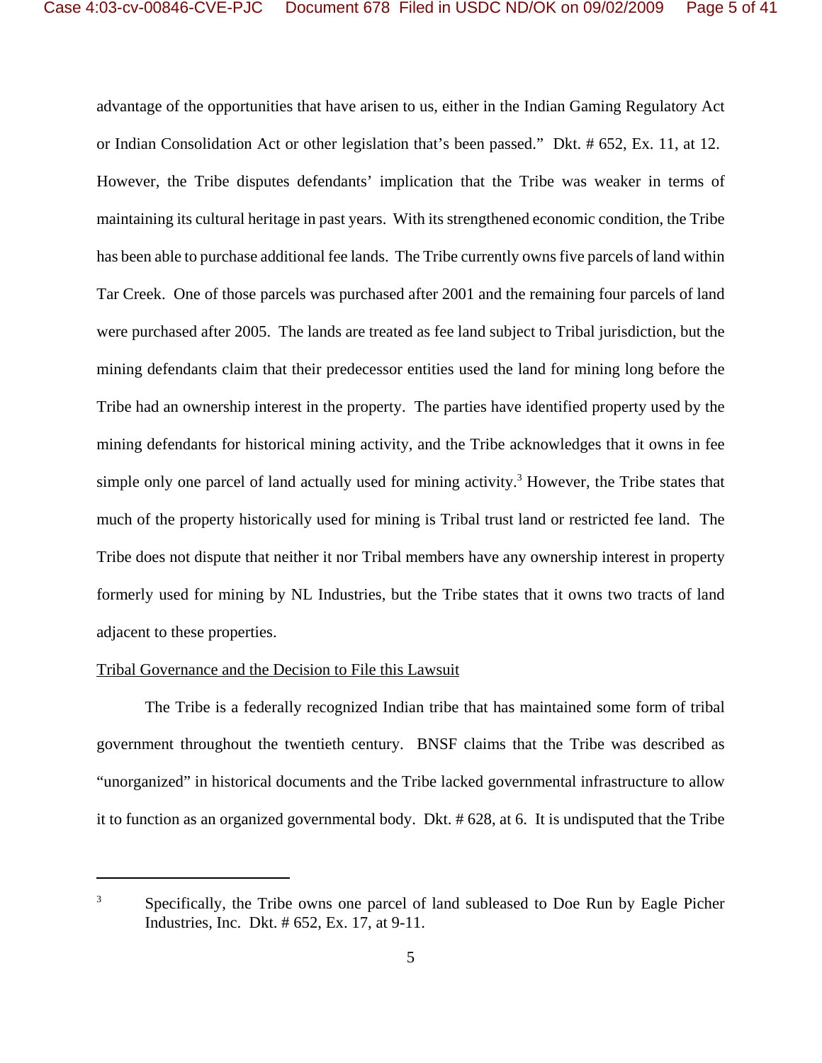advantage of the opportunities that have arisen to us, either in the Indian Gaming Regulatory Act or Indian Consolidation Act or other legislation that's been passed." Dkt. # 652, Ex. 11, at 12. However, the Tribe disputes defendants' implication that the Tribe was weaker in terms of maintaining its cultural heritage in past years. With its strengthened economic condition, the Tribe has been able to purchase additional fee lands. The Tribe currently owns five parcels of land within Tar Creek. One of those parcels was purchased after 2001 and the remaining four parcels of land were purchased after 2005. The lands are treated as fee land subject to Tribal jurisdiction, but the mining defendants claim that their predecessor entities used the land for mining long before the Tribe had an ownership interest in the property. The parties have identified property used by the mining defendants for historical mining activity, and the Tribe acknowledges that it owns in fee simple only one parcel of land actually used for mining activity.[3] However, the Tribe states that much of the property historically used for mining is Tribal trust land or restricted fee land. The Tribe does not dispute that neither it nor Tribal members have any ownership interest in property formerly used for mining by NL Industries, but the Tribe states that it owns two tracts of land adjacent to these properties.

<u>Tribal Governance and the Decision to File this Lawsuit</u>

The Tribe is a federally recognized Indian tribe that has maintained some form of tribal government throughout the twentieth century. BNSF claims that the Tribe was described as "unorganized" in historical documents and the Tribe lacked governmental infrastructure to allow it to function as an organized governmental body. Dkt. # 628, at 6. It is undisputed that the Tribe

---

[3] Specifically, the Tribe owns one parcel of land subleased to Doe Run by Eagle Picher Industries, Inc. Dkt. # 652, Ex. 17, at 9-11.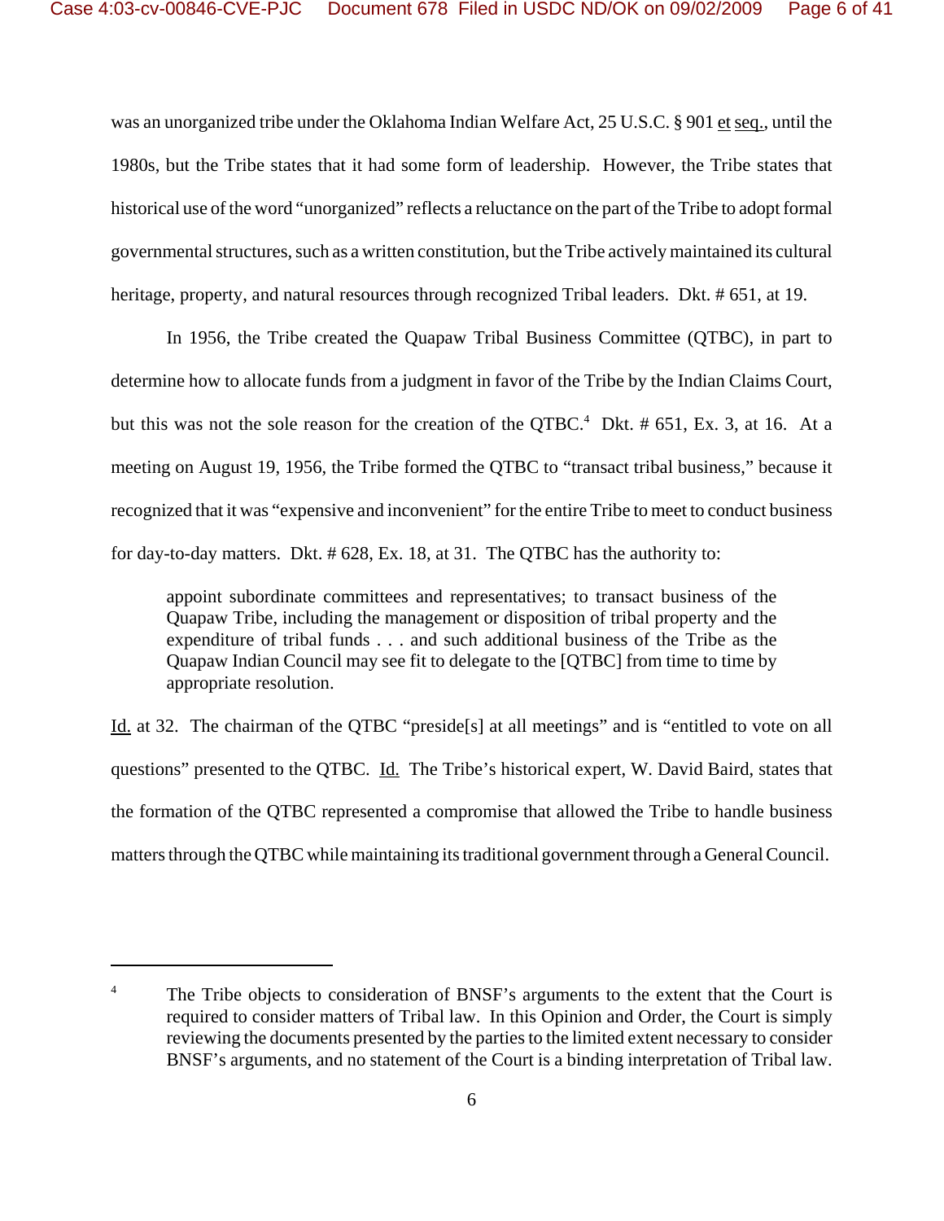was an unorganized tribe under the Oklahoma Indian Welfare Act, 25 U.S.C. § 901 et seq., until the 1980s, but the Tribe states that it had some form of leadership. However, the Tribe states that historical use of the word "unorganized" reflects a reluctance on the part of the Tribe to adopt formal governmental structures, such as a written constitution, but the Tribe actively maintained its cultural heritage, property, and natural resources through recognized Tribal leaders. Dkt. # 651, at 19.

In 1956, the Tribe created the Quapaw Tribal Business Committee (QTBC), in part to determine how to allocate funds from a judgment in favor of the Tribe by the Indian Claims Court, but this was not the sole reason for the creation of the QTBC.[4] Dkt. # 651, Ex. 3, at 16. At a meeting on August 19, 1956, the Tribe formed the QTBC to "transact tribal business," because it recognized that it was "expensive and inconvenient" for the entire Tribe to meet to conduct business for day-to-day matters. Dkt. # 628, Ex. 18, at 31. The QTBC has the authority to:

> appoint subordinate committees and representatives; to transact business of the Quapaw Tribe, including the management or disposition of tribal property and the expenditure of tribal funds . . . and such additional business of the Tribe as the Quapaw Indian Council may see fit to delegate to the [QTBC] from time to time by appropriate resolution.

Id. at 32. The chairman of the QTBC "preside[s] at all meetings" and is "entitled to vote on all questions" presented to the QTBC. Id. The Tribe's historical expert, W. David Baird, states that the formation of the QTBC represented a compromise that allowed the Tribe to handle business matters through the QTBC while maintaining its traditional government through a General Council.

---

[4] The Tribe objects to consideration of BNSF's arguments to the extent that the Court is required to consider matters of Tribal law. In this Opinion and Order, the Court is simply reviewing the documents presented by the parties to the limited extent necessary to consider BNSF's arguments, and no statement of the Court is a binding interpretation of Tribal law.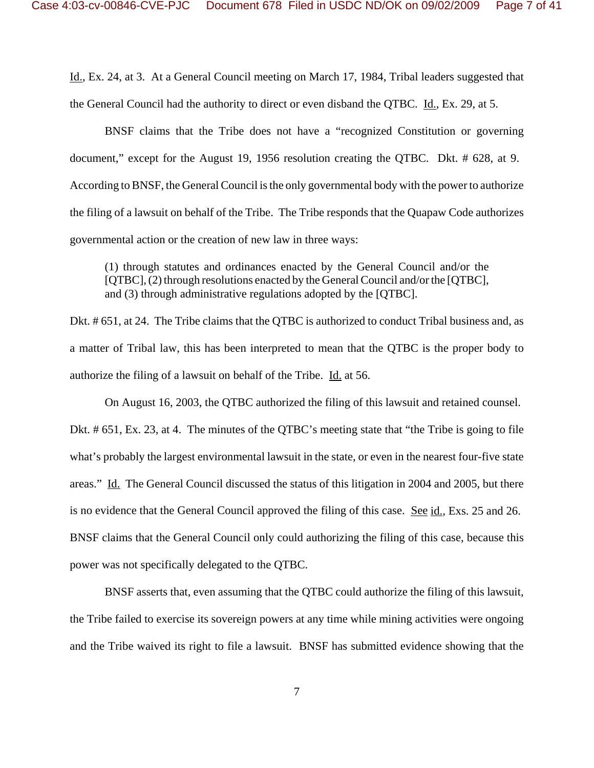Id., Ex. 24, at 3. At a General Council meeting on March 17, 1984, Tribal leaders suggested that the General Council had the authority to direct or even disband the QTBC. Id., Ex. 29, at 5.

BNSF claims that the Tribe does not have a "recognized Constitution or governing document," except for the August 19, 1956 resolution creating the QTBC. Dkt. # 628, at 9. According to BNSF, the General Council is the only governmental body with the power to authorize the filing of a lawsuit on behalf of the Tribe. The Tribe responds that the Quapaw Code authorizes governmental action or the creation of new law in three ways:

> (1) through statutes and ordinances enacted by the General Council and/or the [QTBC], (2) through resolutions enacted by the General Council and/or the [QTBC], and (3) through administrative regulations adopted by the [QTBC].

Dkt. # 651, at 24. The Tribe claims that the QTBC is authorized to conduct Tribal business and, as a matter of Tribal law, this has been interpreted to mean that the QTBC is the proper body to authorize the filing of a lawsuit on behalf of the Tribe. Id. at 56.

On August 16, 2003, the QTBC authorized the filing of this lawsuit and retained counsel. Dkt. # 651, Ex. 23, at 4. The minutes of the QTBC's meeting state that "the Tribe is going to file what's probably the largest environmental lawsuit in the state, or even in the nearest four-five state areas." Id. The General Council discussed the status of this litigation in 2004 and 2005, but there is no evidence that the General Council approved the filing of this case. See id., Exs. 25 and 26. BNSF claims that the General Council only could authorizing the filing of this case, because this power was not specifically delegated to the QTBC.

BNSF asserts that, even assuming that the QTBC could authorize the filing of this lawsuit, the Tribe failed to exercise its sovereign powers at any time while mining activities were ongoing and the Tribe waived its right to file a lawsuit. BNSF has submitted evidence showing that the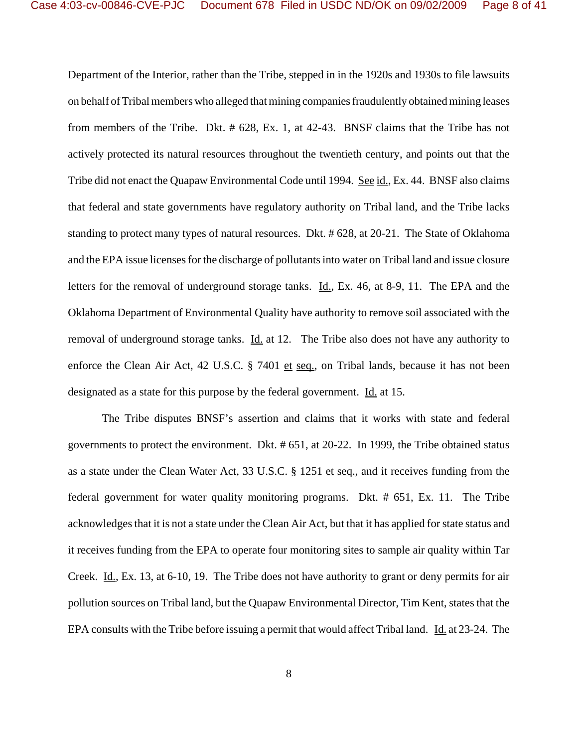Department of the Interior, rather than the Tribe, stepped in in the 1920s and 1930s to file lawsuits on behalf of Tribal members who alleged that mining companies fraudulently obtained mining leases from members of the Tribe. Dkt. # 628, Ex. 1, at 42-43. BNSF claims that the Tribe has not actively protected its natural resources throughout the twentieth century, and points out that the Tribe did not enact the Quapaw Environmental Code until 1994. See id., Ex. 44. BNSF also claims that federal and state governments have regulatory authority on Tribal land, and the Tribe lacks standing to protect many types of natural resources. Dkt. # 628, at 20-21. The State of Oklahoma and the EPA issue licenses for the discharge of pollutants into water on Tribal land and issue closure letters for the removal of underground storage tanks. Id., Ex. 46, at 8-9, 11. The EPA and the Oklahoma Department of Environmental Quality have authority to remove soil associated with the removal of underground storage tanks. Id. at 12. The Tribe also does not have any authority to enforce the Clean Air Act, 42 U.S.C. § 7401 et seq., on Tribal lands, because it has not been designated as a state for this purpose by the federal government. Id. at 15.

The Tribe disputes BNSF's assertion and claims that it works with state and federal governments to protect the environment. Dkt. # 651, at 20-22. In 1999, the Tribe obtained status as a state under the Clean Water Act, 33 U.S.C. § 1251 et seq., and it receives funding from the federal government for water quality monitoring programs. Dkt. # 651, Ex. 11. The Tribe acknowledges that it is not a state under the Clean Air Act, but that it has applied for state status and it receives funding from the EPA to operate four monitoring sites to sample air quality within Tar Creek. Id., Ex. 13, at 6-10, 19. The Tribe does not have authority to grant or deny permits for air pollution sources on Tribal land, but the Quapaw Environmental Director, Tim Kent, states that the EPA consults with the Tribe before issuing a permit that would affect Tribal land. Id. at 23-24. The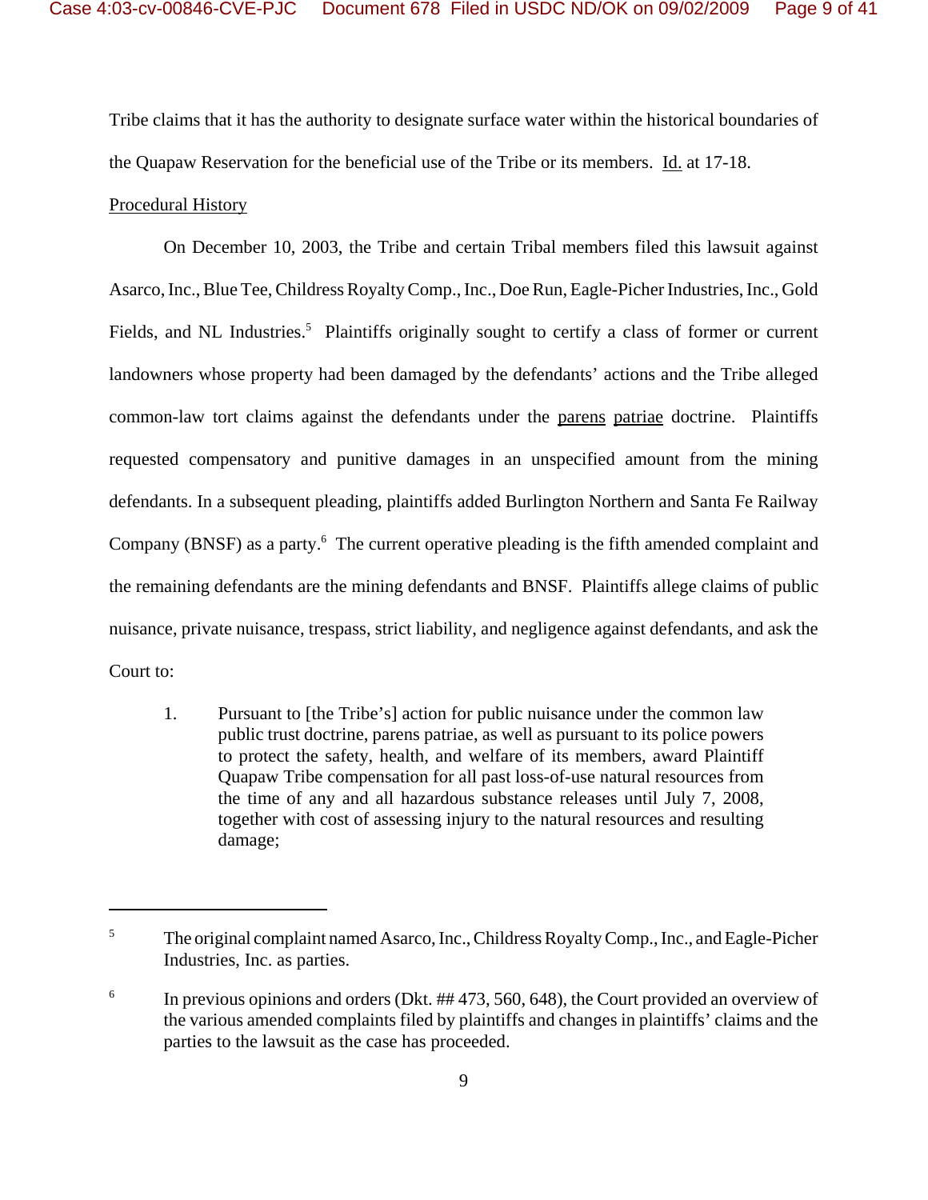Tribe claims that it has the authority to designate surface water within the historical boundaries of the Quapaw Reservation for the beneficial use of the Tribe or its members. Id. at 17-18.

Procedural History

On December 10, 2003, the Tribe and certain Tribal members filed this lawsuit against Asarco, Inc., Blue Tee, Childress Royalty Comp., Inc., Doe Run, Eagle-Picher Industries, Inc., Gold Fields, and NL Industries.[5] Plaintiffs originally sought to certify a class of former or current landowners whose property had been damaged by the defendants' actions and the Tribe alleged common-law tort claims against the defendants under the parens patriae doctrine. Plaintiffs requested compensatory and punitive damages in an unspecified amount from the mining defendants. In a subsequent pleading, plaintiffs added Burlington Northern and Santa Fe Railway Company (BNSF) as a party.[6] The current operative pleading is the fifth amended complaint and the remaining defendants are the mining defendants and BNSF. Plaintiffs allege claims of public nuisance, private nuisance, trespass, strict liability, and negligence against defendants, and ask the Court to:

> 1. Pursuant to [the Tribe's] action for public nuisance under the common law public trust doctrine, parens patriae, as well as pursuant to its police powers to protect the safety, health, and welfare of its members, award Plaintiff Quapaw Tribe compensation for all past loss-of-use natural resources from the time of any and all hazardous substance releases until July 7, 2008, together with cost of assessing injury to the natural resources and resulting damage;

---

[5] The original complaint named Asarco, Inc., Childress Royalty Comp., Inc., and Eagle-Picher Industries, Inc. as parties.

[6] In previous opinions and orders (Dkt. ## 473, 560, 648), the Court provided an overview of the various amended complaints filed by plaintiffs and changes in plaintiffs' claims and the parties to the lawsuit as the case has proceeded.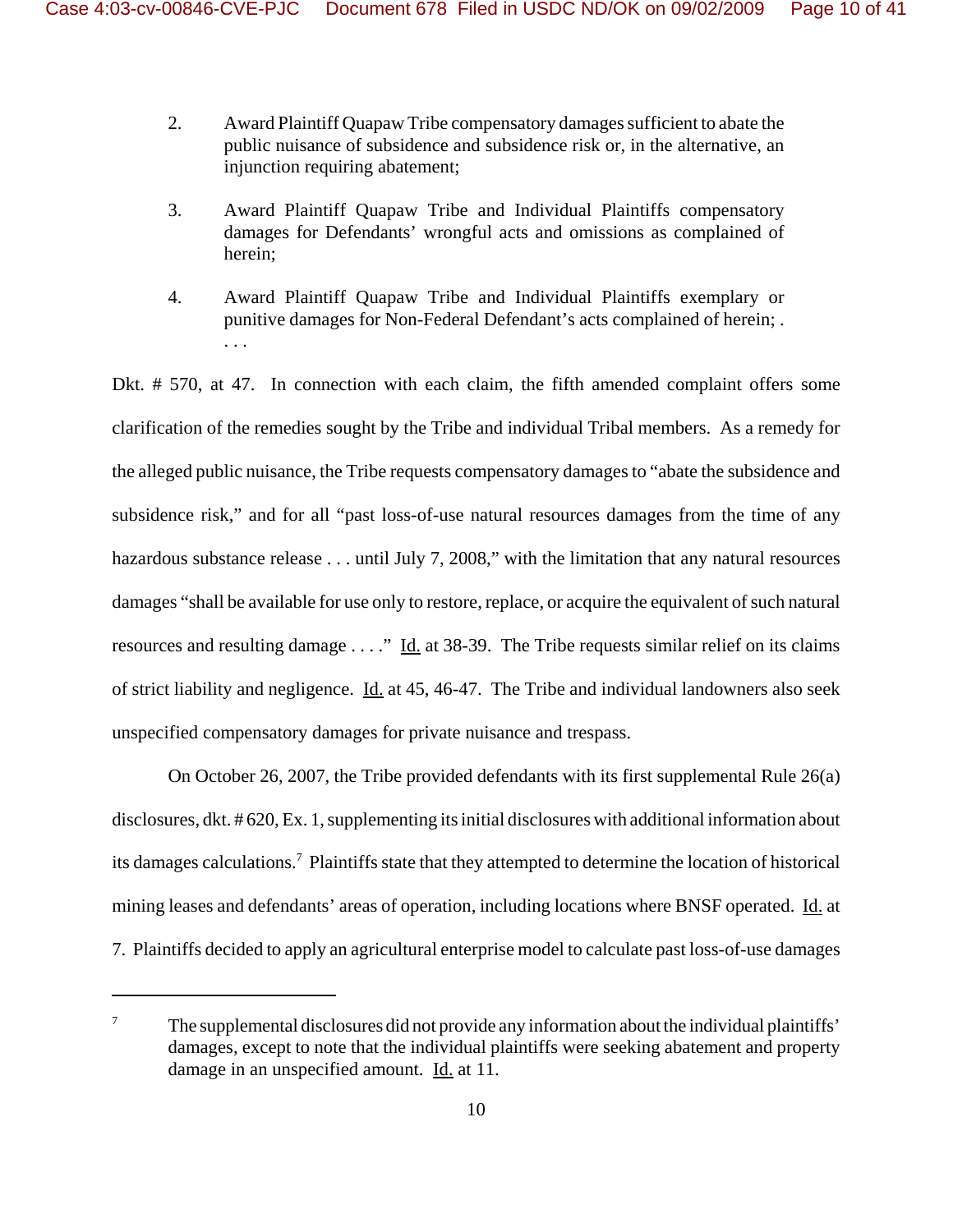2. Award Plaintiff Quapaw Tribe compensatory damages sufficient to abate the public nuisance of subsidence and subsidence risk or, in the alternative, an injunction requiring abatement;

3. Award Plaintiff Quapaw Tribe and Individual Plaintiffs compensatory damages for Defendants' wrongful acts and omissions as complained of herein;

4. Award Plaintiff Quapaw Tribe and Individual Plaintiffs exemplary or punitive damages for Non-Federal Defendant's acts complained of herein; . . . .

Dkt. # 570, at 47. In connection with each claim, the fifth amended complaint offers some clarification of the remedies sought by the Tribe and individual Tribal members. As a remedy for the alleged public nuisance, the Tribe requests compensatory damages to "abate the subsidence and subsidence risk," and for all "past loss-of-use natural resources damages from the time of any hazardous substance release . . . until July 7, 2008," with the limitation that any natural resources damages "shall be available for use only to restore, replace, or acquire the equivalent of such natural resources and resulting damage . . . ." Id. at 38-39. The Tribe requests similar relief on its claims of strict liability and negligence. Id. at 45, 46-47. The Tribe and individual landowners also seek unspecified compensatory damages for private nuisance and trespass.

On October 26, 2007, the Tribe provided defendants with its first supplemental Rule 26(a) disclosures, dkt. # 620, Ex. 1, supplementing its initial disclosures with additional information about its damages calculations.[7] Plaintiffs state that they attempted to determine the location of historical mining leases and defendants' areas of operation, including locations where BNSF operated. Id. at 7. Plaintiffs decided to apply an agricultural enterprise model to calculate past loss-of-use damages

---

[7] The supplemental disclosures did not provide any information about the individual plaintiffs' damages, except to note that the individual plaintiffs were seeking abatement and property damage in an unspecified amount. Id. at 11.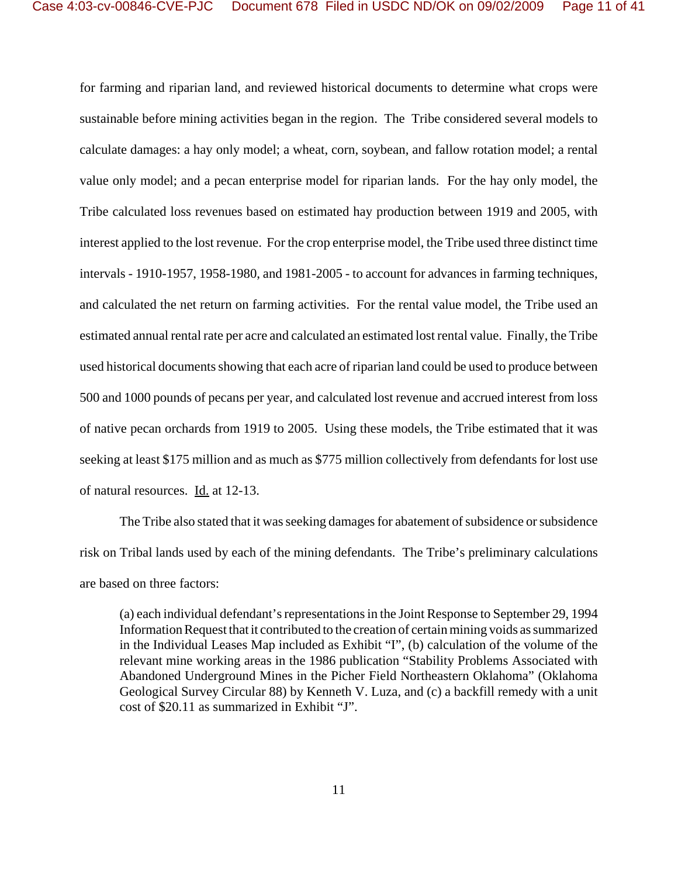for farming and riparian land, and reviewed historical documents to determine what crops were sustainable before mining activities began in the region. The Tribe considered several models to calculate damages: a hay only model; a wheat, corn, soybean, and fallow rotation model; a rental value only model; and a pecan enterprise model for riparian lands. For the hay only model, the Tribe calculated loss revenues based on estimated hay production between 1919 and 2005, with interest applied to the lost revenue. For the crop enterprise model, the Tribe used three distinct time intervals - 1910-1957, 1958-1980, and 1981-2005 - to account for advances in farming techniques, and calculated the net return on farming activities. For the rental value model, the Tribe used an estimated annual rental rate per acre and calculated an estimated lost rental value. Finally, the Tribe used historical documents showing that each acre of riparian land could be used to produce between 500 and 1000 pounds of pecans per year, and calculated lost revenue and accrued interest from loss of native pecan orchards from 1919 to 2005. Using these models, the Tribe estimated that it was seeking at least $175 million and as much as $775 million collectively from defendants for lost use of natural resources. Id. at 12-13.

The Tribe also stated that it was seeking damages for abatement of subsidence or subsidence risk on Tribal lands used by each of the mining defendants. The Tribe's preliminary calculations are based on three factors:

> (a) each individual defendant's representations in the Joint Response to September 29, 1994 Information Request that it contributed to the creation of certain mining voids as summarized in the Individual Leases Map included as Exhibit "I", (b) calculation of the volume of the relevant mine working areas in the 1986 publication "Stability Problems Associated with Abandoned Underground Mines in the Picher Field Northeastern Oklahoma" (Oklahoma Geological Survey Circular 88) by Kenneth V. Luza, and (c) a backfill remedy with a unit cost of $20.11 as summarized in Exhibit "J".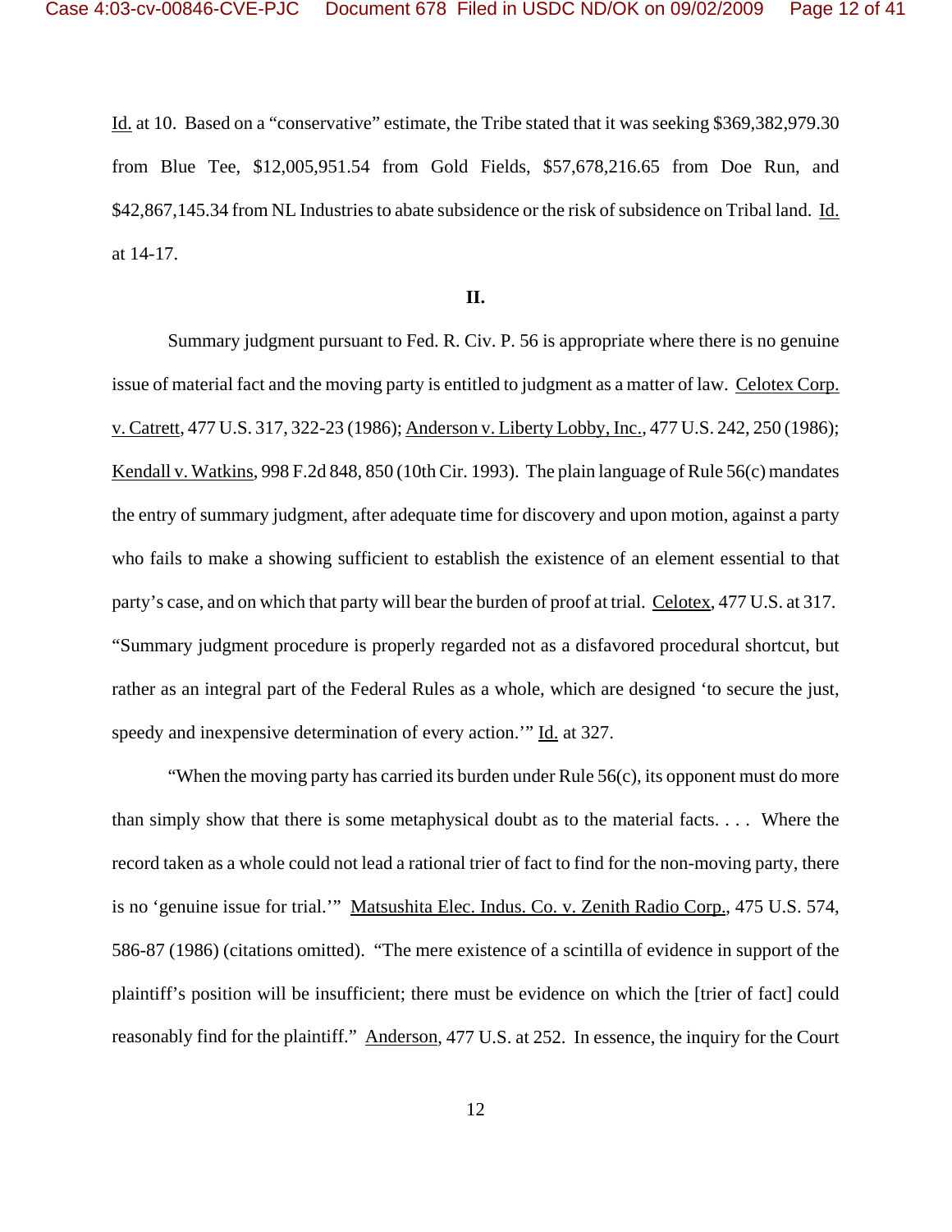Id. at 10. Based on a "conservative" estimate, the Tribe stated that it was seeking $369,382,979.30 from Blue Tee, $12,005,951.54 from Gold Fields, $57,678,216.65 from Doe Run, and $42,867,145.34 from NL Industries to abate subsidence or the risk of subsidence on Tribal land. Id. at 14-17.

## II.

Summary judgment pursuant to Fed. R. Civ. P. 56 is appropriate where there is no genuine issue of material fact and the moving party is entitled to judgment as a matter of law. Celotex Corp. v. Catrett, 477 U.S. 317, 322-23 (1986); Anderson v. Liberty Lobby, Inc., 477 U.S. 242, 250 (1986); Kendall v. Watkins, 998 F.2d 848, 850 (10th Cir. 1993). The plain language of Rule 56(c) mandates the entry of summary judgment, after adequate time for discovery and upon motion, against a party who fails to make a showing sufficient to establish the existence of an element essential to that party's case, and on which that party will bear the burden of proof at trial. Celotex, 477 U.S. at 317. "Summary judgment procedure is properly regarded not as a disfavored procedural shortcut, but rather as an integral part of the Federal Rules as a whole, which are designed 'to secure the just, speedy and inexpensive determination of every action.'" Id. at 327.

"When the moving party has carried its burden under Rule 56(c), its opponent must do more than simply show that there is some metaphysical doubt as to the material facts. . . . Where the record taken as a whole could not lead a rational trier of fact to find for the non-moving party, there is no 'genuine issue for trial.'" Matsushita Elec. Indus. Co. v. Zenith Radio Corp., 475 U.S. 574, 586-87 (1986) (citations omitted). "The mere existence of a scintilla of evidence in support of the plaintiff's position will be insufficient; there must be evidence on which the [trier of fact] could reasonably find for the plaintiff." Anderson, 477 U.S. at 252. In essence, the inquiry for the Court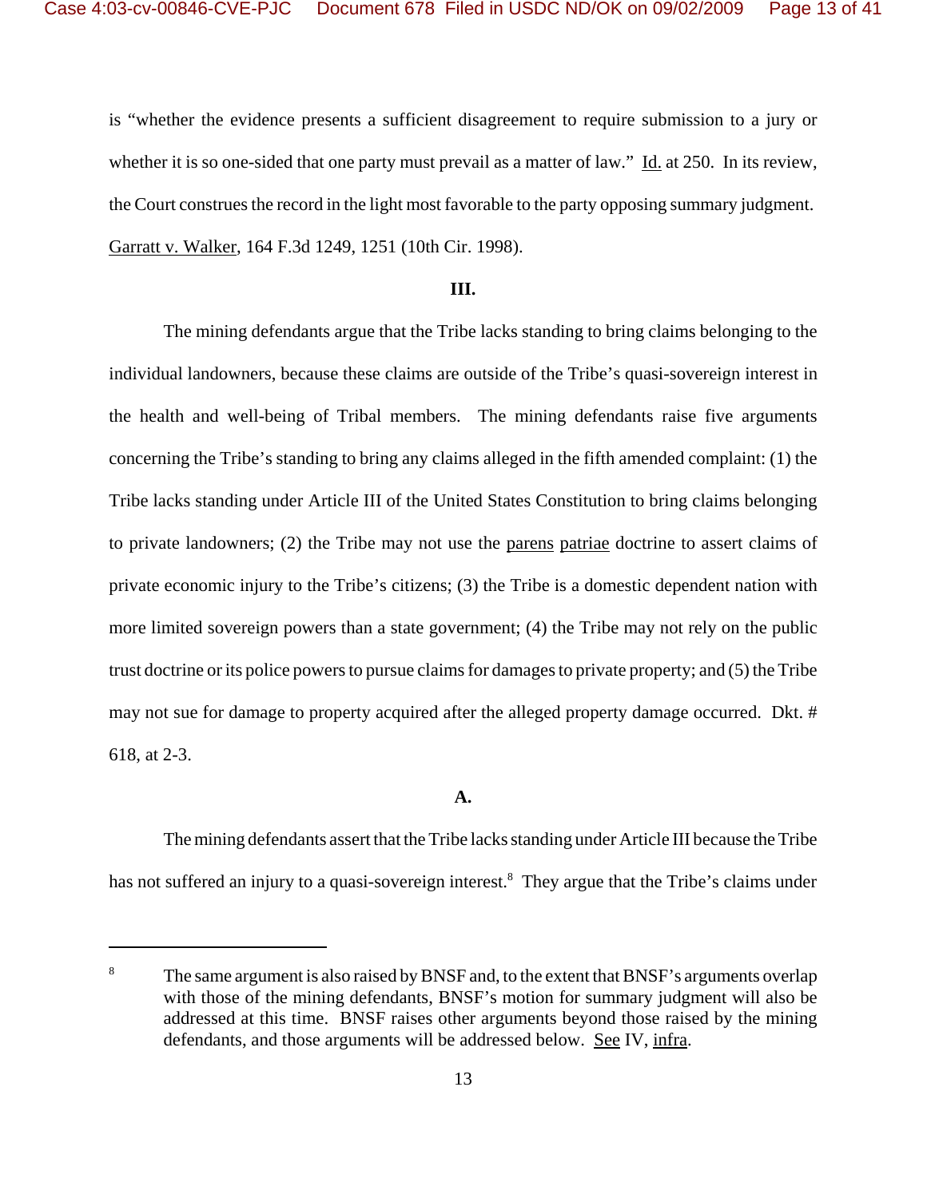is "whether the evidence presents a sufficient disagreement to require submission to a jury or whether it is so one-sided that one party must prevail as a matter of law." Id. at 250. In its review, the Court construes the record in the light most favorable to the party opposing summary judgment. Garratt v. Walker, 164 F.3d 1249, 1251 (10th Cir. 1998).

**III.**

The mining defendants argue that the Tribe lacks standing to bring claims belonging to the individual landowners, because these claims are outside of the Tribe's quasi-sovereign interest in the health and well-being of Tribal members. The mining defendants raise five arguments concerning the Tribe's standing to bring any claims alleged in the fifth amended complaint: (1) the Tribe lacks standing under Article III of the United States Constitution to bring claims belonging to private landowners; (2) the Tribe may not use the parens patriae doctrine to assert claims of private economic injury to the Tribe's citizens; (3) the Tribe is a domestic dependent nation with more limited sovereign powers than a state government; (4) the Tribe may not rely on the public trust doctrine or its police powers to pursue claims for damages to private property; and (5) the Tribe may not sue for damage to property acquired after the alleged property damage occurred. Dkt. # 618, at 2-3.

**A.**

The mining defendants assert that the Tribe lacks standing under Article III because the Tribe has not suffered an injury to a quasi-sovereign interest.[8] They argue that the Tribe's claims under

---

[8] The same argument is also raised by BNSF and, to the extent that BNSF's arguments overlap with those of the mining defendants, BNSF's motion for summary judgment will also be addressed at this time. BNSF raises other arguments beyond those raised by the mining defendants, and those arguments will be addressed below. See IV, infra.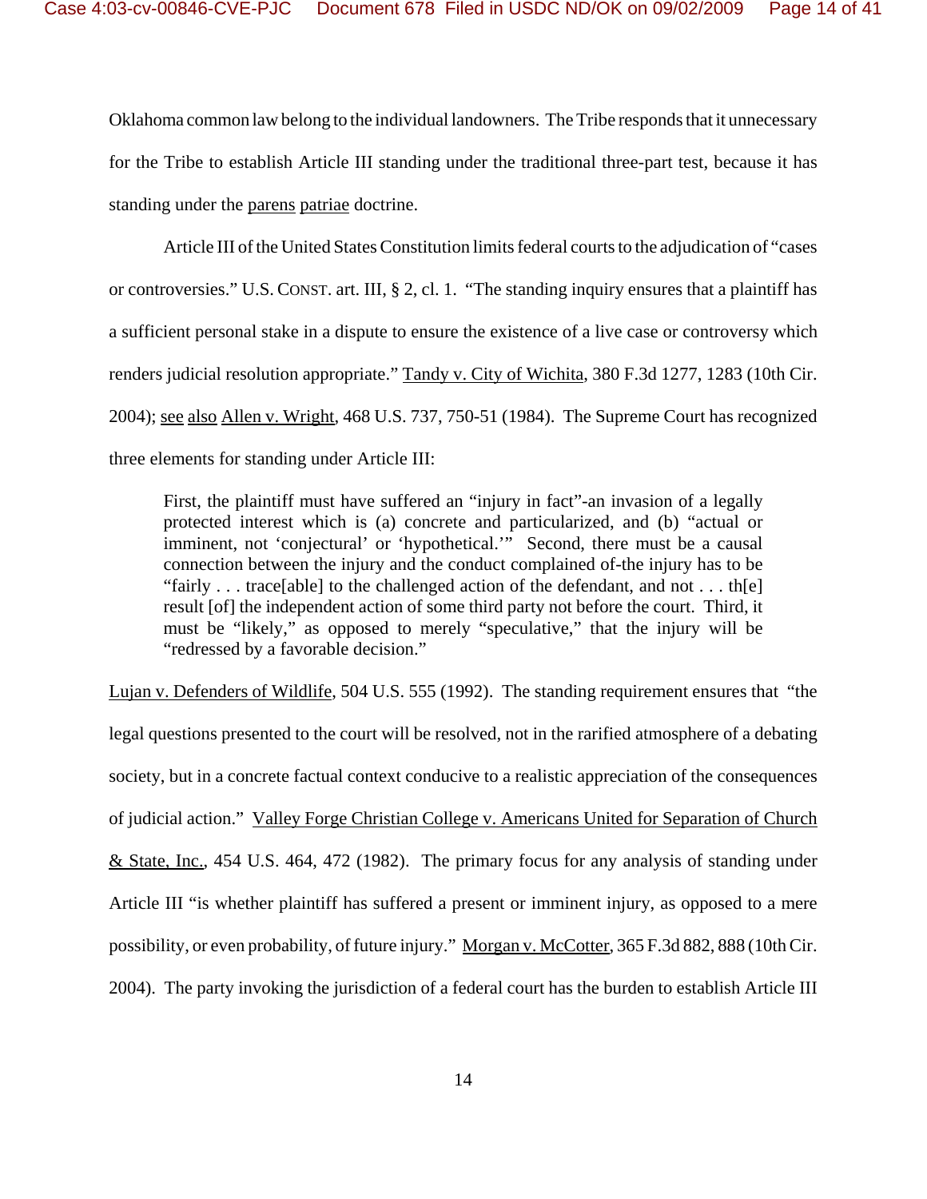Oklahoma common law belong to the individual landowners. The Tribe responds that it unnecessary for the Tribe to establish Article III standing under the traditional three-part test, because it has standing under the parens patriae doctrine.

Article III of the United States Constitution limits federal courts to the adjudication of "cases or controversies." U.S. CONST. art. III, § 2, cl. 1. "The standing inquiry ensures that a plaintiff has a sufficient personal stake in a dispute to ensure the existence of a live case or controversy which renders judicial resolution appropriate." Tandy v. City of Wichita, 380 F.3d 1277, 1283 (10th Cir. 2004); see also Allen v. Wright, 468 U.S. 737, 750-51 (1984). The Supreme Court has recognized three elements for standing under Article III:

> First, the plaintiff must have suffered an "injury in fact"-an invasion of a legally protected interest which is (a) concrete and particularized, and (b) "actual or imminent, not 'conjectural' or 'hypothetical.'" Second, there must be a causal connection between the injury and the conduct complained of-the injury has to be "fairly . . . trace[able] to the challenged action of the defendant, and not . . . th[e] result [of] the independent action of some third party not before the court. Third, it must be "likely," as opposed to merely "speculative," that the injury will be "redressed by a favorable decision."

Lujan v. Defenders of Wildlife, 504 U.S. 555 (1992). The standing requirement ensures that "the legal questions presented to the court will be resolved, not in the rarified atmosphere of a debating society, but in a concrete factual context conducive to a realistic appreciation of the consequences of judicial action." Valley Forge Christian College v. Americans United for Separation of Church & State, Inc., 454 U.S. 464, 472 (1982). The primary focus for any analysis of standing under Article III "is whether plaintiff has suffered a present or imminent injury, as opposed to a mere possibility, or even probability, of future injury." Morgan v. McCotter, 365 F.3d 882, 888 (10th Cir. 2004). The party invoking the jurisdiction of a federal court has the burden to establish Article III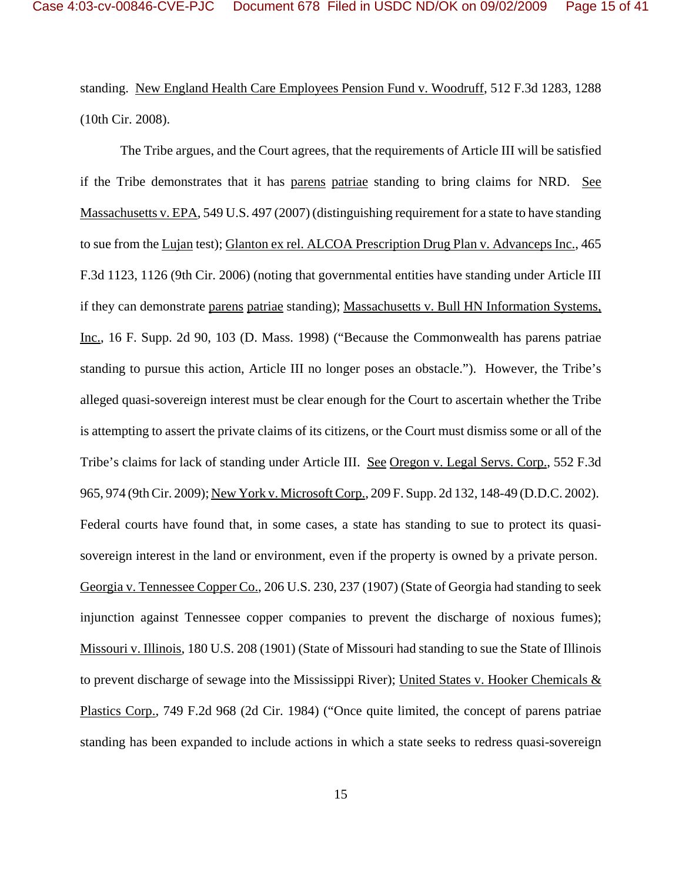standing. New England Health Care Employees Pension Fund v. Woodruff, 512 F.3d 1283, 1288 (10th Cir. 2008).

The Tribe argues, and the Court agrees, that the requirements of Article III will be satisfied if the Tribe demonstrates that it has parens patriae standing to bring claims for NRD. See Massachusetts v. EPA, 549 U.S. 497 (2007) (distinguishing requirement for a state to have standing to sue from the Lujan test); Glanton ex rel. ALCOA Prescription Drug Plan v. Advanceps Inc., 465 F.3d 1123, 1126 (9th Cir. 2006) (noting that governmental entities have standing under Article III if they can demonstrate parens patriae standing); Massachusetts v. Bull HN Information Systems, Inc., 16 F. Supp. 2d 90, 103 (D. Mass. 1998) ("Because the Commonwealth has parens patriae standing to pursue this action, Article III no longer poses an obstacle."). However, the Tribe's alleged quasi-sovereign interest must be clear enough for the Court to ascertain whether the Tribe is attempting to assert the private claims of its citizens, or the Court must dismiss some or all of the Tribe's claims for lack of standing under Article III. See Oregon v. Legal Servs. Corp., 552 F.3d 965, 974 (9th Cir. 2009); New York v. Microsoft Corp., 209 F. Supp. 2d 132, 148-49 (D.D.C. 2002). Federal courts have found that, in some cases, a state has standing to sue to protect its quasi-sovereign interest in the land or environment, even if the property is owned by a private person. Georgia v. Tennessee Copper Co., 206 U.S. 230, 237 (1907) (State of Georgia had standing to seek injunction against Tennessee copper companies to prevent the discharge of noxious fumes); Missouri v. Illinois, 180 U.S. 208 (1901) (State of Missouri had standing to sue the State of Illinois to prevent discharge of sewage into the Mississippi River); United States v. Hooker Chemicals & Plastics Corp., 749 F.2d 968 (2d Cir. 1984) ("Once quite limited, the concept of parens patriae standing has been expanded to include actions in which a state seeks to redress quasi-sovereign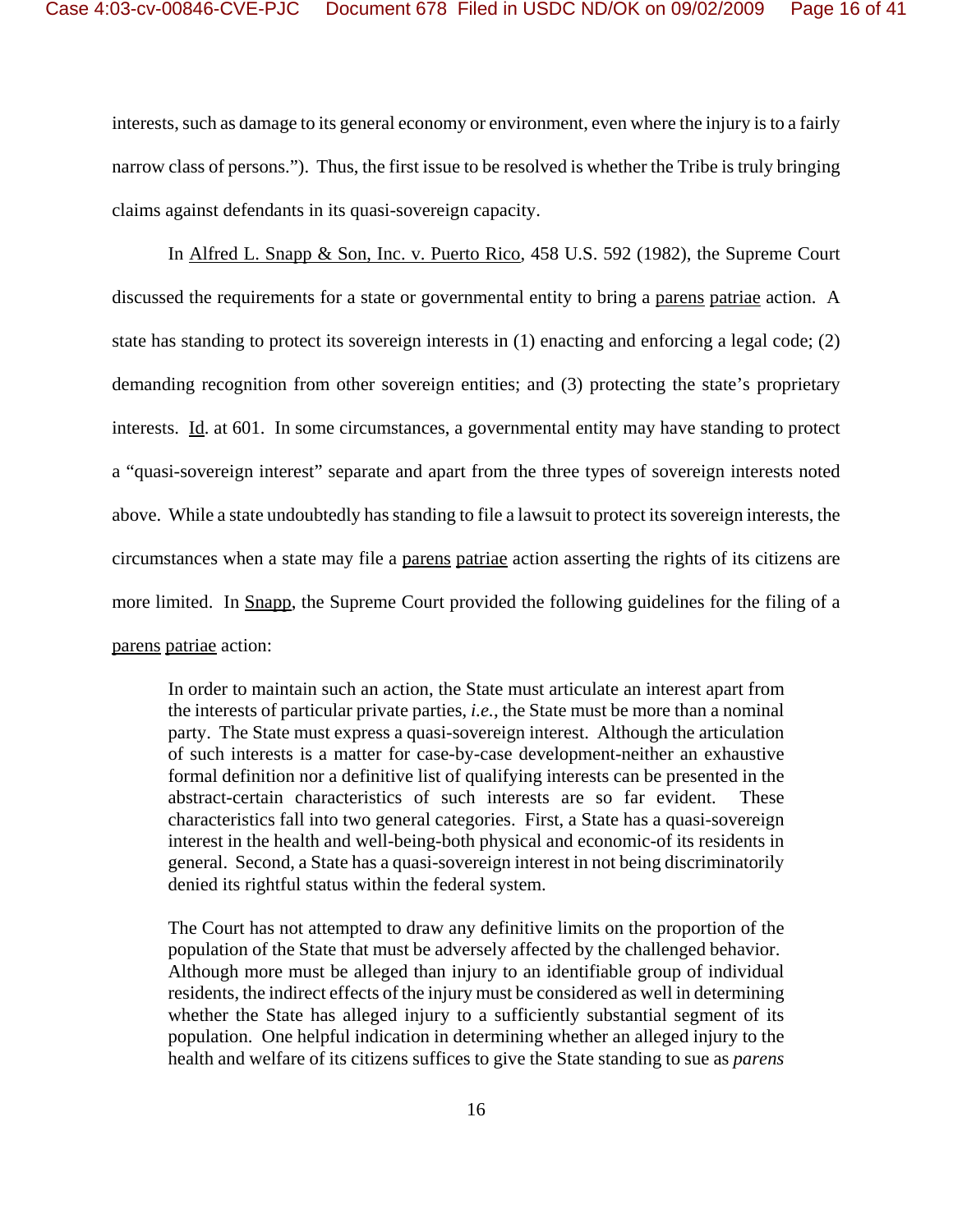interests, such as damage to its general economy or environment, even where the injury is to a fairly narrow class of persons."). Thus, the first issue to be resolved is whether the Tribe is truly bringing claims against defendants in its quasi-sovereign capacity.

In Alfred L. Snapp & Son, Inc. v. Puerto Rico, 458 U.S. 592 (1982), the Supreme Court discussed the requirements for a state or governmental entity to bring a parens patriae action. A state has standing to protect its sovereign interests in (1) enacting and enforcing a legal code; (2) demanding recognition from other sovereign entities; and (3) protecting the state's proprietary interests. Id. at 601. In some circumstances, a governmental entity may have standing to protect a "quasi-sovereign interest" separate and apart from the three types of sovereign interests noted above. While a state undoubtedly has standing to file a lawsuit to protect its sovereign interests, the circumstances when a state may file a parens patriae action asserting the rights of its citizens are more limited. In Snapp, the Supreme Court provided the following guidelines for the filing of a parens patriae action:

> In order to maintain such an action, the State must articulate an interest apart from the interests of particular private parties, *i.e.*, the State must be more than a nominal party. The State must express a quasi-sovereign interest. Although the articulation of such interests is a matter for case-by-case development-neither an exhaustive formal definition nor a definitive list of qualifying interests can be presented in the abstract-certain characteristics of such interests are so far evident. These characteristics fall into two general categories. First, a State has a quasi-sovereign interest in the health and well-being-both physical and economic-of its residents in general. Second, a State has a quasi-sovereign interest in not being discriminatorily denied its rightful status within the federal system.
>
> The Court has not attempted to draw any definitive limits on the proportion of the population of the State that must be adversely affected by the challenged behavior. Although more must be alleged than injury to an identifiable group of individual residents, the indirect effects of the injury must be considered as well in determining whether the State has alleged injury to a sufficiently substantial segment of its population. One helpful indication in determining whether an alleged injury to the health and welfare of its citizens suffices to give the State standing to sue as *parens*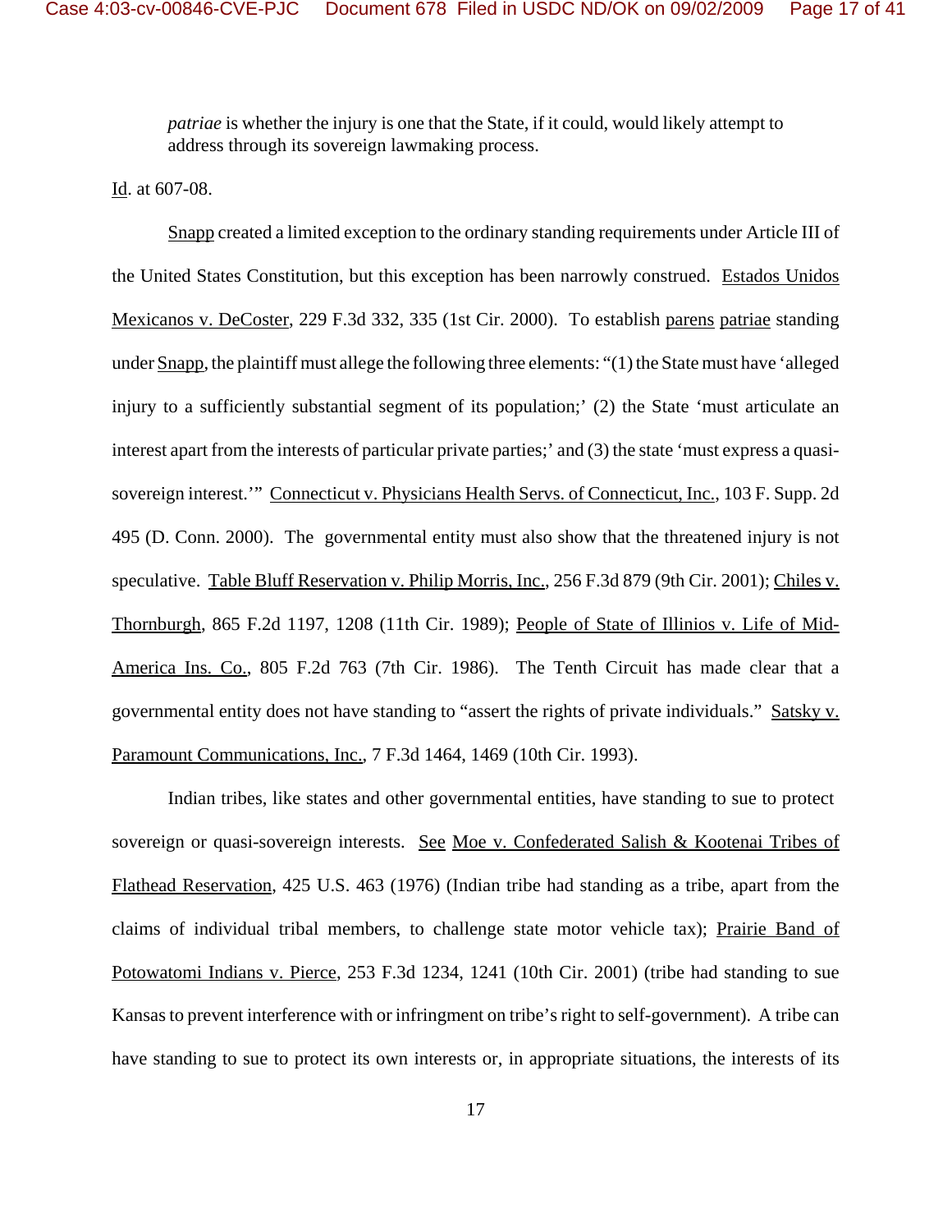*patriae* is whether the injury is one that the State, if it could, would likely attempt to address through its sovereign lawmaking process.

Id. at 607-08.

Snapp created a limited exception to the ordinary standing requirements under Article III of the United States Constitution, but this exception has been narrowly construed. Estados Unidos Mexicanos v. DeCoster, 229 F.3d 332, 335 (1st Cir. 2000). To establish parens patriae standing under Snapp, the plaintiff must allege the following three elements: "(1) the State must have 'alleged injury to a sufficiently substantial segment of its population;' (2) the State 'must articulate an interest apart from the interests of particular private parties;' and (3) the state 'must express a quasi-sovereign interest.'" Connecticut v. Physicians Health Servs. of Connecticut, Inc., 103 F. Supp. 2d 495 (D. Conn. 2000). The governmental entity must also show that the threatened injury is not speculative. Table Bluff Reservation v. Philip Morris, Inc., 256 F.3d 879 (9th Cir. 2001); Chiles v. Thornburgh, 865 F.2d 1197, 1208 (11th Cir. 1989); People of State of Illinios v. Life of Mid-America Ins. Co., 805 F.2d 763 (7th Cir. 1986). The Tenth Circuit has made clear that a governmental entity does not have standing to "assert the rights of private individuals." Satsky v. Paramount Communications, Inc., 7 F.3d 1464, 1469 (10th Cir. 1993).

Indian tribes, like states and other governmental entities, have standing to sue to protect sovereign or quasi-sovereign interests. See Moe v. Confederated Salish & Kootenai Tribes of Flathead Reservation, 425 U.S. 463 (1976) (Indian tribe had standing as a tribe, apart from the claims of individual tribal members, to challenge state motor vehicle tax); Prairie Band of Potowatomi Indians v. Pierce, 253 F.3d 1234, 1241 (10th Cir. 2001) (tribe had standing to sue Kansas to prevent interference with or infringment on tribe's right to self-government). A tribe can have standing to sue to protect its own interests or, in appropriate situations, the interests of its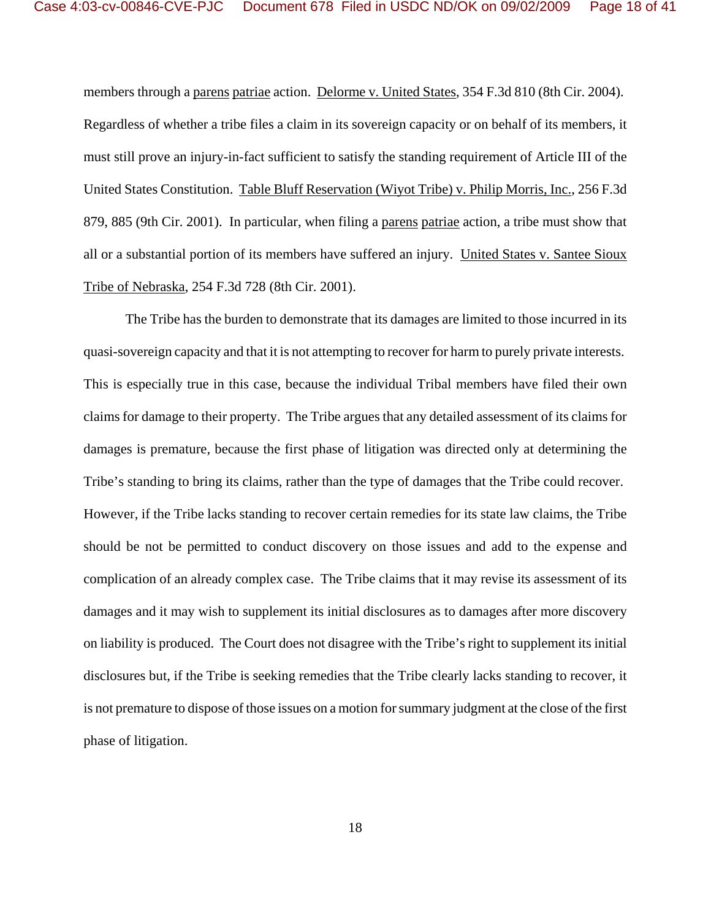members through a parens patriae action. Delorme v. United States, 354 F.3d 810 (8th Cir. 2004). Regardless of whether a tribe files a claim in its sovereign capacity or on behalf of its members, it must still prove an injury-in-fact sufficient to satisfy the standing requirement of Article III of the United States Constitution. Table Bluff Reservation (Wiyot Tribe) v. Philip Morris, Inc., 256 F.3d 879, 885 (9th Cir. 2001). In particular, when filing a parens patriae action, a tribe must show that all or a substantial portion of its members have suffered an injury. United States v. Santee Sioux Tribe of Nebraska, 254 F.3d 728 (8th Cir. 2001).

The Tribe has the burden to demonstrate that its damages are limited to those incurred in its quasi-sovereign capacity and that it is not attempting to recover for harm to purely private interests. This is especially true in this case, because the individual Tribal members have filed their own claims for damage to their property. The Tribe argues that any detailed assessment of its claims for damages is premature, because the first phase of litigation was directed only at determining the Tribe's standing to bring its claims, rather than the type of damages that the Tribe could recover. However, if the Tribe lacks standing to recover certain remedies for its state law claims, the Tribe should be not be permitted to conduct discovery on those issues and add to the expense and complication of an already complex case. The Tribe claims that it may revise its assessment of its damages and it may wish to supplement its initial disclosures as to damages after more discovery on liability is produced. The Court does not disagree with the Tribe's right to supplement its initial disclosures but, if the Tribe is seeking remedies that the Tribe clearly lacks standing to recover, it is not premature to dispose of those issues on a motion for summary judgment at the close of the first phase of litigation.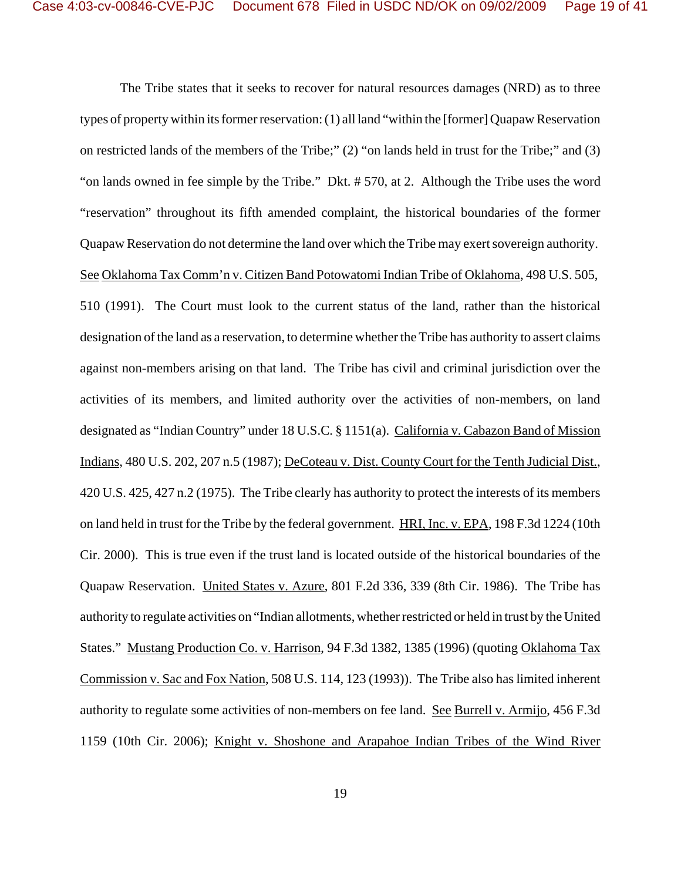The Tribe states that it seeks to recover for natural resources damages (NRD) as to three types of property within its former reservation: (1) all land "within the [former] Quapaw Reservation on restricted lands of the members of the Tribe;" (2) "on lands held in trust for the Tribe;" and (3) "on lands owned in fee simple by the Tribe." Dkt. # 570, at 2. Although the Tribe uses the word "reservation" throughout its fifth amended complaint, the historical boundaries of the former Quapaw Reservation do not determine the land over which the Tribe may exert sovereign authority. See Oklahoma Tax Comm'n v. Citizen Band Potowatomi Indian Tribe of Oklahoma, 498 U.S. 505, 510 (1991). The Court must look to the current status of the land, rather than the historical designation of the land as a reservation, to determine whether the Tribe has authority to assert claims against non-members arising on that land. The Tribe has civil and criminal jurisdiction over the activities of its members, and limited authority over the activities of non-members, on land designated as "Indian Country" under 18 U.S.C. § 1151(a). California v. Cabazon Band of Mission Indians, 480 U.S. 202, 207 n.5 (1987); DeCoteau v. Dist. County Court for the Tenth Judicial Dist., 420 U.S. 425, 427 n.2 (1975). The Tribe clearly has authority to protect the interests of its members on land held in trust for the Tribe by the federal government. HRI, Inc. v. EPA, 198 F.3d 1224 (10th Cir. 2000). This is true even if the trust land is located outside of the historical boundaries of the Quapaw Reservation. United States v. Azure, 801 F.2d 336, 339 (8th Cir. 1986). The Tribe has authority to regulate activities on "Indian allotments, whether restricted or held in trust by the United States." Mustang Production Co. v. Harrison, 94 F.3d 1382, 1385 (1996) (quoting Oklahoma Tax Commission v. Sac and Fox Nation, 508 U.S. 114, 123 (1993)). The Tribe also has limited inherent authority to regulate some activities of non-members on fee land. See Burrell v. Armijo, 456 F.3d 1159 (10th Cir. 2006); Knight v. Shoshone and Arapahoe Indian Tribes of the Wind River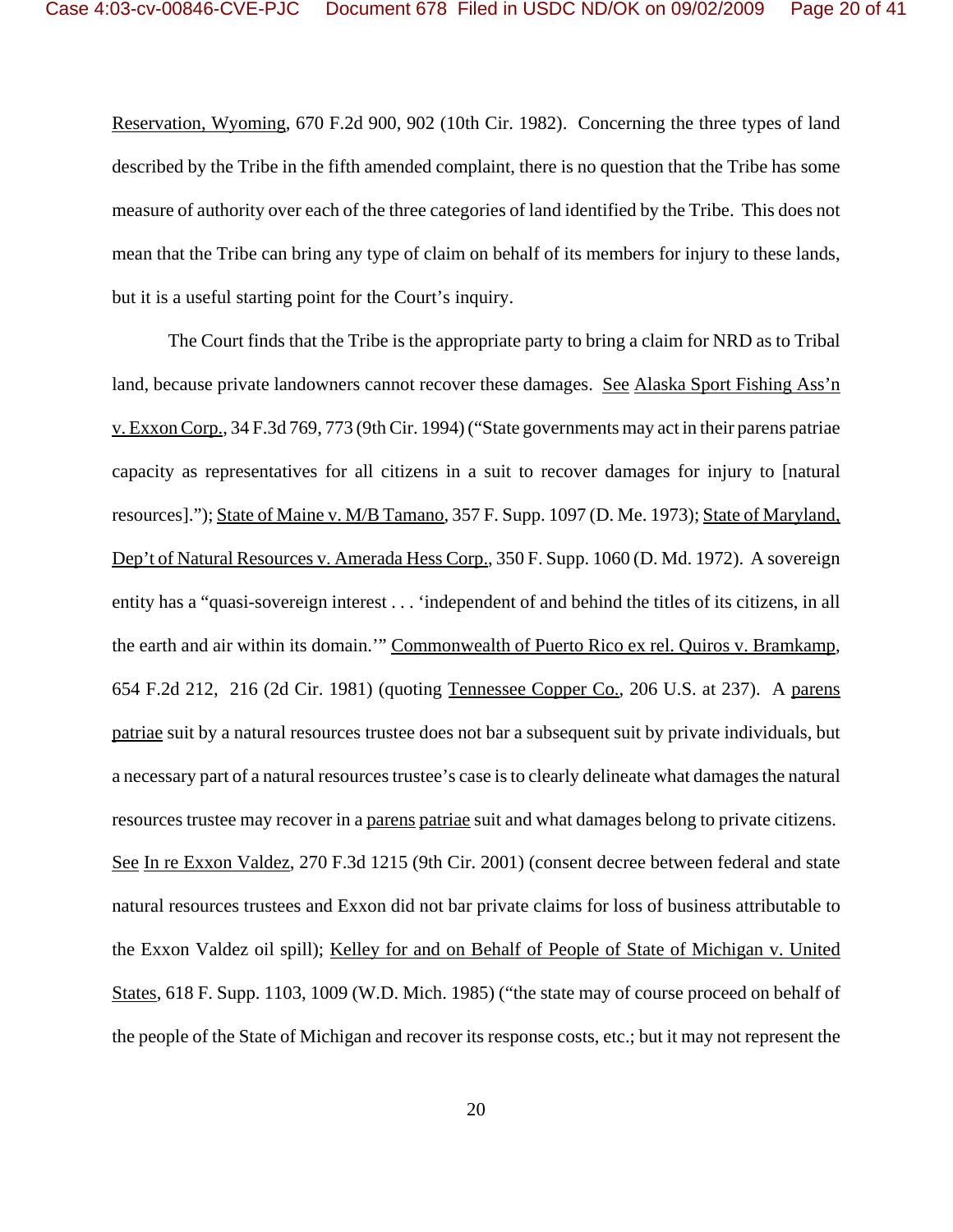Reservation, Wyoming, 670 F.2d 900, 902 (10th Cir. 1982). Concerning the three types of land described by the Tribe in the fifth amended complaint, there is no question that the Tribe has some measure of authority over each of the three categories of land identified by the Tribe. This does not mean that the Tribe can bring any type of claim on behalf of its members for injury to these lands, but it is a useful starting point for the Court's inquiry.

The Court finds that the Tribe is the appropriate party to bring a claim for NRD as to Tribal land, because private landowners cannot recover these damages. See Alaska Sport Fishing Ass'n v. Exxon Corp., 34 F.3d 769, 773 (9th Cir. 1994) ("State governments may act in their parens patriae capacity as representatives for all citizens in a suit to recover damages for injury to [natural resources]."); State of Maine v. M/B Tamano, 357 F. Supp. 1097 (D. Me. 1973); State of Maryland, Dep't of Natural Resources v. Amerada Hess Corp., 350 F. Supp. 1060 (D. Md. 1972). A sovereign entity has a "quasi-sovereign interest . . . 'independent of and behind the titles of its citizens, in all the earth and air within its domain.'" Commonwealth of Puerto Rico ex rel. Quiros v. Bramkamp, 654 F.2d 212, 216 (2d Cir. 1981) (quoting Tennessee Copper Co., 206 U.S. at 237). A parens patriae suit by a natural resources trustee does not bar a subsequent suit by private individuals, but a necessary part of a natural resources trustee's case is to clearly delineate what damages the natural resources trustee may recover in a parens patriae suit and what damages belong to private citizens. See In re Exxon Valdez, 270 F.3d 1215 (9th Cir. 2001) (consent decree between federal and state natural resources trustees and Exxon did not bar private claims for loss of business attributable to the Exxon Valdez oil spill); Kelley for and on Behalf of People of State of Michigan v. United States, 618 F. Supp. 1103, 1009 (W.D. Mich. 1985) ("the state may of course proceed on behalf of the people of the State of Michigan and recover its response costs, etc.; but it may not represent the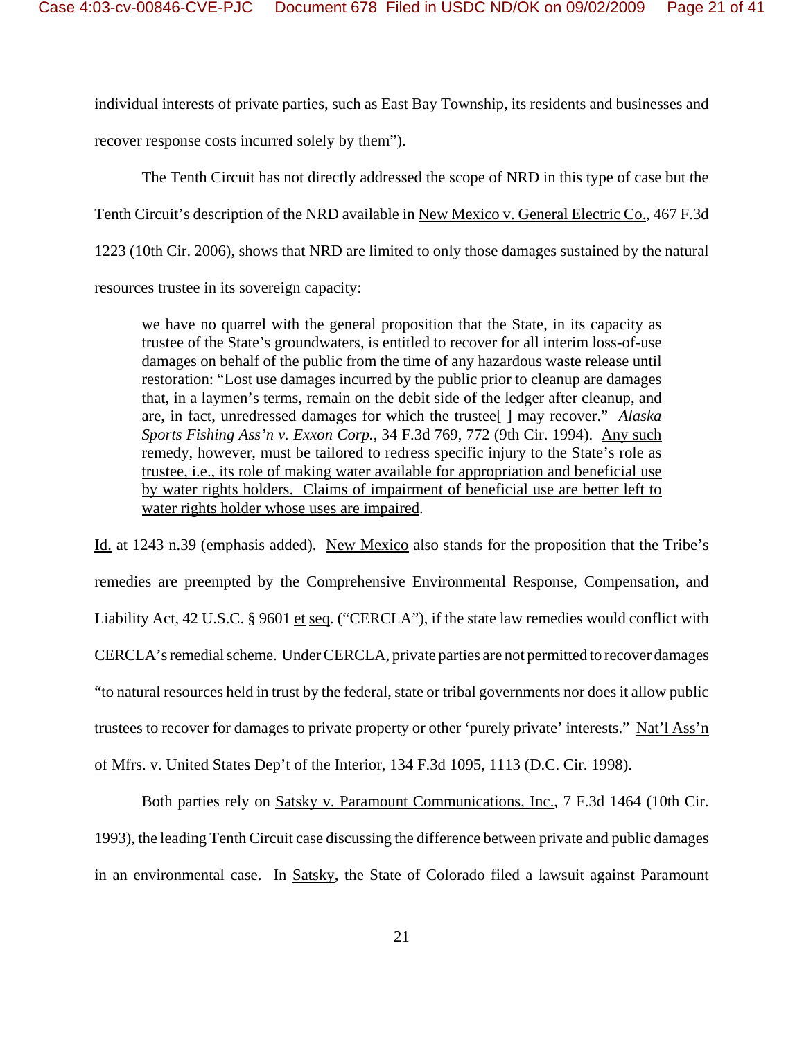individual interests of private parties, such as East Bay Township, its residents and businesses and recover response costs incurred solely by them").

The Tenth Circuit has not directly addressed the scope of NRD in this type of case but the Tenth Circuit's description of the NRD available in New Mexico v. General Electric Co., 467 F.3d 1223 (10th Cir. 2006), shows that NRD are limited to only those damages sustained by the natural resources trustee in its sovereign capacity:

> we have no quarrel with the general proposition that the State, in its capacity as trustee of the State's groundwaters, is entitled to recover for all interim loss-of-use damages on behalf of the public from the time of any hazardous waste release until restoration: "Lost use damages incurred by the public prior to cleanup are damages that, in a laymen's terms, remain on the debit side of the ledger after cleanup, and are, in fact, unredressed damages for which the trustee[ ] may recover." *Alaska Sports Fishing Ass'n v. Exxon Corp.*, 34 F.3d 769, 772 (9th Cir. 1994). Any such remedy, however, must be tailored to redress specific injury to the State's role as trustee, i.e., its role of making water available for appropriation and beneficial use by water rights holders. Claims of impairment of beneficial use are better left to water rights holder whose uses are impaired.

Id. at 1243 n.39 (emphasis added). New Mexico also stands for the proposition that the Tribe's remedies are preempted by the Comprehensive Environmental Response, Compensation, and Liability Act, 42 U.S.C. § 9601 et seq. ("CERCLA"), if the state law remedies would conflict with CERCLA's remedial scheme. Under CERCLA, private parties are not permitted to recover damages "to natural resources held in trust by the federal, state or tribal governments nor does it allow public trustees to recover for damages to private property or other 'purely private' interests." Nat'l Ass'n of Mfrs. v. United States Dep't of the Interior, 134 F.3d 1095, 1113 (D.C. Cir. 1998).

Both parties rely on Satsky v. Paramount Communications, Inc., 7 F.3d 1464 (10th Cir. 1993), the leading Tenth Circuit case discussing the difference between private and public damages in an environmental case. In Satsky, the State of Colorado filed a lawsuit against Paramount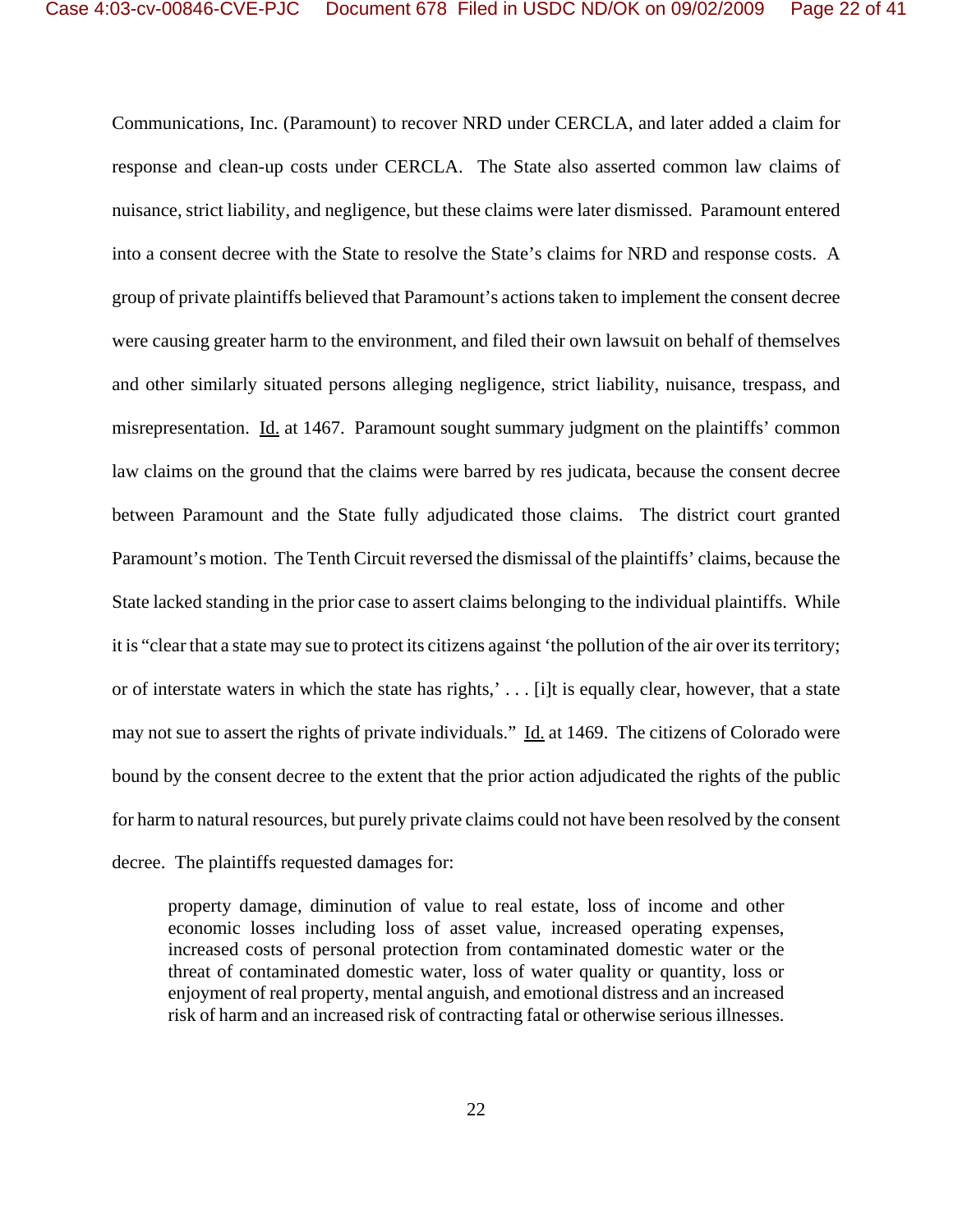Communications, Inc. (Paramount) to recover NRD under CERCLA, and later added a claim for response and clean-up costs under CERCLA. The State also asserted common law claims of nuisance, strict liability, and negligence, but these claims were later dismissed. Paramount entered into a consent decree with the State to resolve the State's claims for NRD and response costs. A group of private plaintiffs believed that Paramount's actions taken to implement the consent decree were causing greater harm to the environment, and filed their own lawsuit on behalf of themselves and other similarly situated persons alleging negligence, strict liability, nuisance, trespass, and misrepresentation. Id. at 1467. Paramount sought summary judgment on the plaintiffs' common law claims on the ground that the claims were barred by res judicata, because the consent decree between Paramount and the State fully adjudicated those claims. The district court granted Paramount's motion. The Tenth Circuit reversed the dismissal of the plaintiffs' claims, because the State lacked standing in the prior case to assert claims belonging to the individual plaintiffs. While it is "clear that a state may sue to protect its citizens against 'the pollution of the air over its territory; or of interstate waters in which the state has rights,' . . . [i]t is equally clear, however, that a state may not sue to assert the rights of private individuals." Id. at 1469. The citizens of Colorado were bound by the consent decree to the extent that the prior action adjudicated the rights of the public for harm to natural resources, but purely private claims could not have been resolved by the consent decree. The plaintiffs requested damages for:

> property damage, diminution of value to real estate, loss of income and other economic losses including loss of asset value, increased operating expenses, increased costs of personal protection from contaminated domestic water or the threat of contaminated domestic water, loss of water quality or quantity, loss or enjoyment of real property, mental anguish, and emotional distress and an increased risk of harm and an increased risk of contracting fatal or otherwise serious illnesses.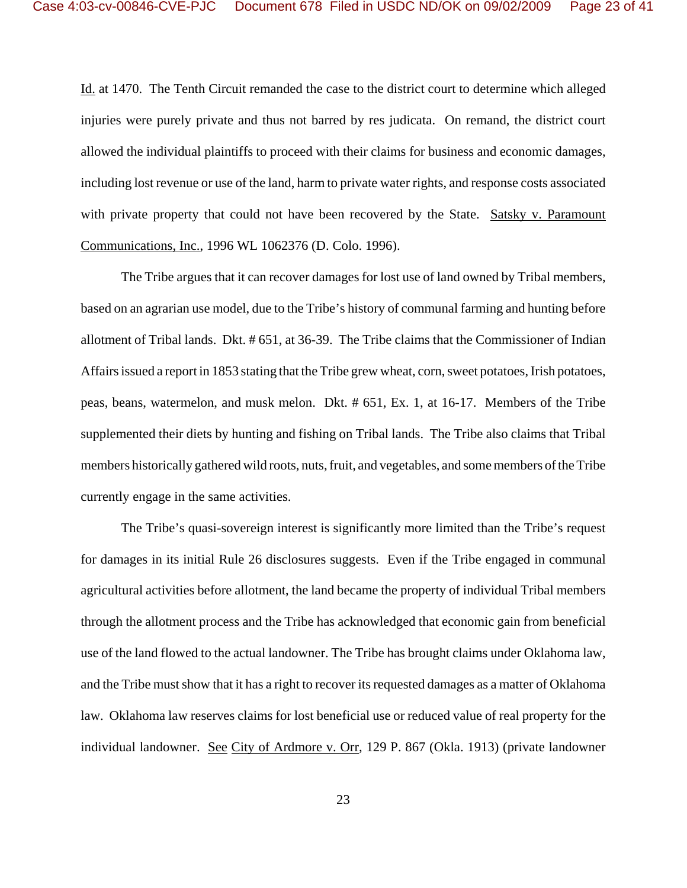Id. at 1470. The Tenth Circuit remanded the case to the district court to determine which alleged injuries were purely private and thus not barred by res judicata. On remand, the district court allowed the individual plaintiffs to proceed with their claims for business and economic damages, including lost revenue or use of the land, harm to private water rights, and response costs associated with private property that could not have been recovered by the State. Satsky v. Paramount Communications, Inc., 1996 WL 1062376 (D. Colo. 1996).

The Tribe argues that it can recover damages for lost use of land owned by Tribal members, based on an agrarian use model, due to the Tribe's history of communal farming and hunting before allotment of Tribal lands. Dkt. # 651, at 36-39. The Tribe claims that the Commissioner of Indian Affairs issued a report in 1853 stating that the Tribe grew wheat, corn, sweet potatoes, Irish potatoes, peas, beans, watermelon, and musk melon. Dkt. # 651, Ex. 1, at 16-17. Members of the Tribe supplemented their diets by hunting and fishing on Tribal lands. The Tribe also claims that Tribal members historically gathered wild roots, nuts, fruit, and vegetables, and some members of the Tribe currently engage in the same activities.

The Tribe's quasi-sovereign interest is significantly more limited than the Tribe's request for damages in its initial Rule 26 disclosures suggests. Even if the Tribe engaged in communal agricultural activities before allotment, the land became the property of individual Tribal members through the allotment process and the Tribe has acknowledged that economic gain from beneficial use of the land flowed to the actual landowner. The Tribe has brought claims under Oklahoma law, and the Tribe must show that it has a right to recover its requested damages as a matter of Oklahoma law. Oklahoma law reserves claims for lost beneficial use or reduced value of real property for the individual landowner. See City of Ardmore v. Orr, 129 P. 867 (Okla. 1913) (private landowner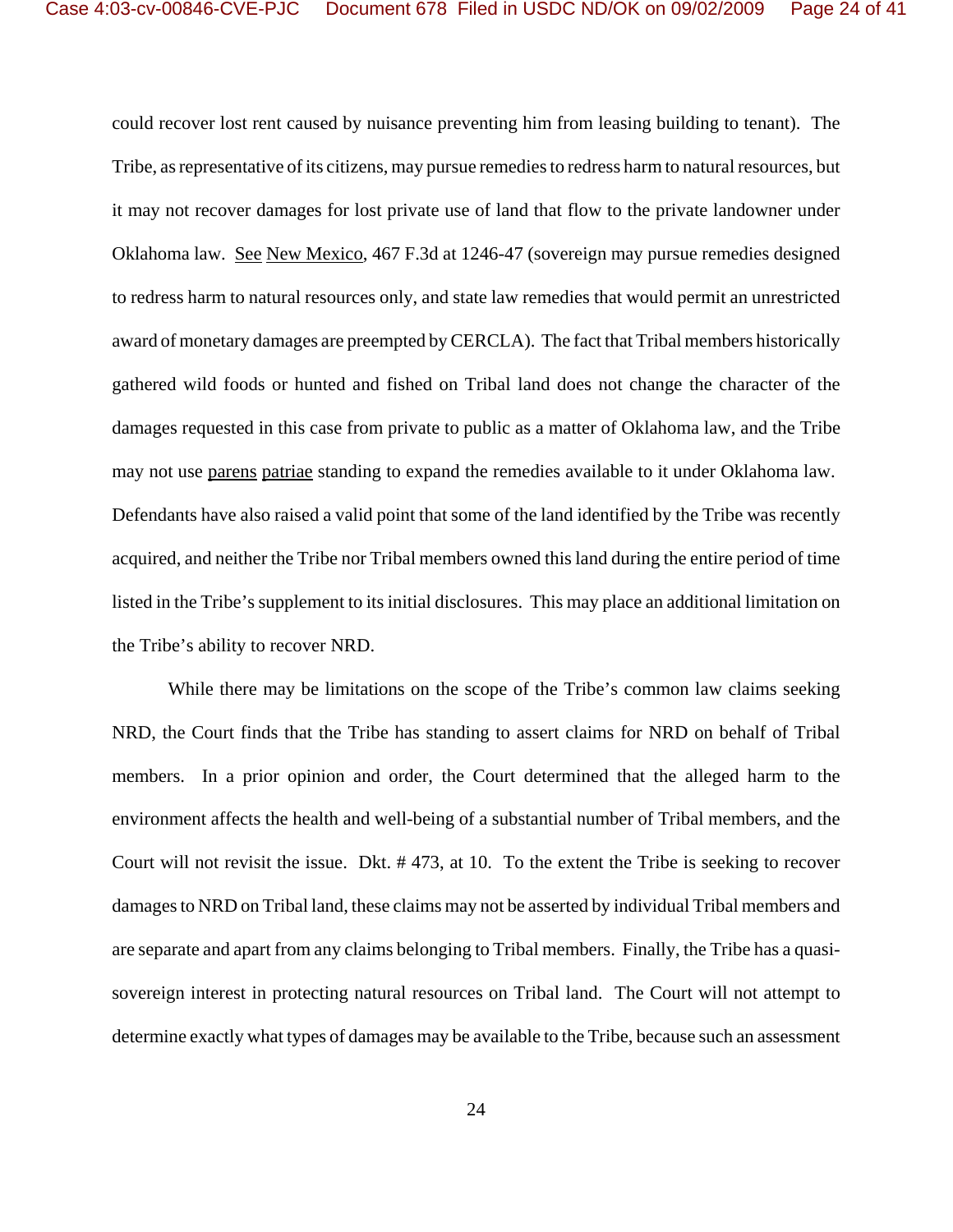could recover lost rent caused by nuisance preventing him from leasing building to tenant). The Tribe, as representative of its citizens, may pursue remedies to redress harm to natural resources, but it may not recover damages for lost private use of land that flow to the private landowner under Oklahoma law. See New Mexico, 467 F.3d at 1246-47 (sovereign may pursue remedies designed to redress harm to natural resources only, and state law remedies that would permit an unrestricted award of monetary damages are preempted by CERCLA). The fact that Tribal members historically gathered wild foods or hunted and fished on Tribal land does not change the character of the damages requested in this case from private to public as a matter of Oklahoma law, and the Tribe may not use parens patriae standing to expand the remedies available to it under Oklahoma law. Defendants have also raised a valid point that some of the land identified by the Tribe was recently acquired, and neither the Tribe nor Tribal members owned this land during the entire period of time listed in the Tribe's supplement to its initial disclosures. This may place an additional limitation on the Tribe's ability to recover NRD.

While there may be limitations on the scope of the Tribe's common law claims seeking NRD, the Court finds that the Tribe has standing to assert claims for NRD on behalf of Tribal members. In a prior opinion and order, the Court determined that the alleged harm to the environment affects the health and well-being of a substantial number of Tribal members, and the Court will not revisit the issue. Dkt. # 473, at 10. To the extent the Tribe is seeking to recover damages to NRD on Tribal land, these claims may not be asserted by individual Tribal members and are separate and apart from any claims belonging to Tribal members. Finally, the Tribe has a quasi-sovereign interest in protecting natural resources on Tribal land. The Court will not attempt to determine exactly what types of damages may be available to the Tribe, because such an assessment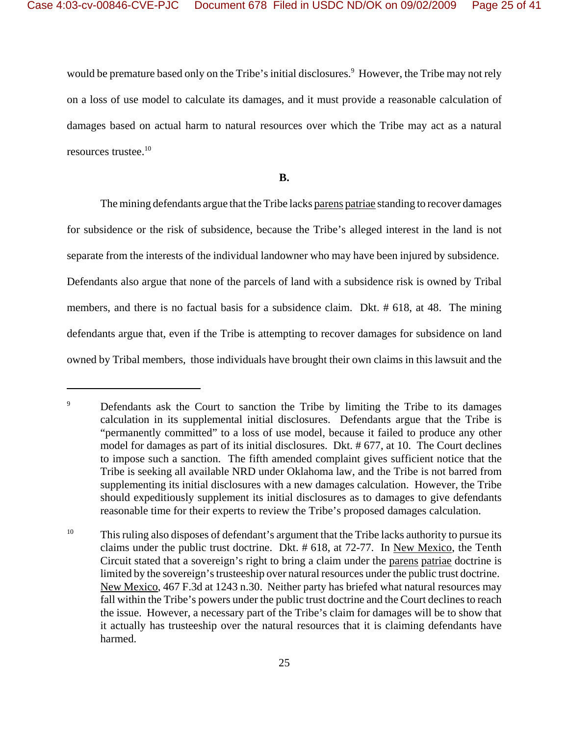would be premature based only on the Tribe's initial disclosures.[9] However, the Tribe may not rely on a loss of use model to calculate its damages, and it must provide a reasonable calculation of damages based on actual harm to natural resources over which the Tribe may act as a natural resources trustee.[10]

**B.**

The mining defendants argue that the Tribe lacks parens patriae standing to recover damages for subsidence or the risk of subsidence, because the Tribe's alleged interest in the land is not separate from the interests of the individual landowner who may have been injured by subsidence. Defendants also argue that none of the parcels of land with a subsidence risk is owned by Tribal members, and there is no factual basis for a subsidence claim. Dkt. # 618, at 48. The mining defendants argue that, even if the Tribe is attempting to recover damages for subsidence on land owned by Tribal members, those individuals have brought their own claims in this lawsuit and the

---

[9] Defendants ask the Court to sanction the Tribe by limiting the Tribe to its damages calculation in its supplemental initial disclosures. Defendants argue that the Tribe is "permanently committed" to a loss of use model, because it failed to produce any other model for damages as part of its initial disclosures. Dkt. # 677, at 10. The Court declines to impose such a sanction. The fifth amended complaint gives sufficient notice that the Tribe is seeking all available NRD under Oklahoma law, and the Tribe is not barred from supplementing its initial disclosures with a new damages calculation. However, the Tribe should expeditiously supplement its initial disclosures as to damages to give defendants reasonable time for their experts to review the Tribe's proposed damages calculation.

[10] This ruling also disposes of defendant's argument that the Tribe lacks authority to pursue its claims under the public trust doctrine. Dkt. # 618, at 72-77. In New Mexico, the Tenth Circuit stated that a sovereign's right to bring a claim under the parens patriae doctrine is limited by the sovereign's trusteeship over natural resources under the public trust doctrine. New Mexico, 467 F.3d at 1243 n.30. Neither party has briefed what natural resources may fall within the Tribe's powers under the public trust doctrine and the Court declines to reach the issue. However, a necessary part of the Tribe's claim for damages will be to show that it actually has trusteeship over the natural resources that it is claiming defendants have harmed.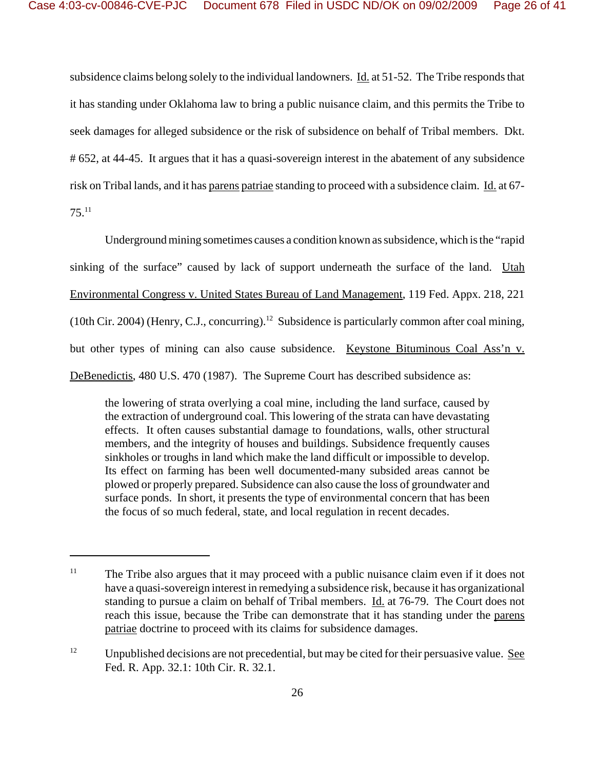subsidence claims belong solely to the individual landowners. Id. at 51-52. The Tribe responds that it has standing under Oklahoma law to bring a public nuisance claim, and this permits the Tribe to seek damages for alleged subsidence or the risk of subsidence on behalf of Tribal members. Dkt. # 652, at 44-45. It argues that it has a quasi-sovereign interest in the abatement of any subsidence risk on Tribal lands, and it has parens patriae standing to proceed with a subsidence claim. Id. at 67-75.[11]

Underground mining sometimes causes a condition known as subsidence, which is the "rapid sinking of the surface" caused by lack of support underneath the surface of the land. Utah Environmental Congress v. United States Bureau of Land Management, 119 Fed. Appx. 218, 221 (10th Cir. 2004) (Henry, C.J., concurring).[12] Subsidence is particularly common after coal mining, but other types of mining can also cause subsidence. Keystone Bituminous Coal Ass'n v. DeBenedictis, 480 U.S. 470 (1987). The Supreme Court has described subsidence as:

> the lowering of strata overlying a coal mine, including the land surface, caused by the extraction of underground coal. This lowering of the strata can have devastating effects. It often causes substantial damage to foundations, walls, other structural members, and the integrity of houses and buildings. Subsidence frequently causes sinkholes or troughs in land which make the land difficult or impossible to develop. Its effect on farming has been well documented-many subsided areas cannot be plowed or properly prepared. Subsidence can also cause the loss of groundwater and surface ponds. In short, it presents the type of environmental concern that has been the focus of so much federal, state, and local regulation in recent decades.

---

[11] The Tribe also argues that it may proceed with a public nuisance claim even if it does not have a quasi-sovereign interest in remedying a subsidence risk, because it has organizational standing to pursue a claim on behalf of Tribal members. Id. at 76-79. The Court does not reach this issue, because the Tribe can demonstrate that it has standing under the parens patriae doctrine to proceed with its claims for subsidence damages.

[12] Unpublished decisions are not precedential, but may be cited for their persuasive value. See Fed. R. App. 32.1: 10th Cir. R. 32.1.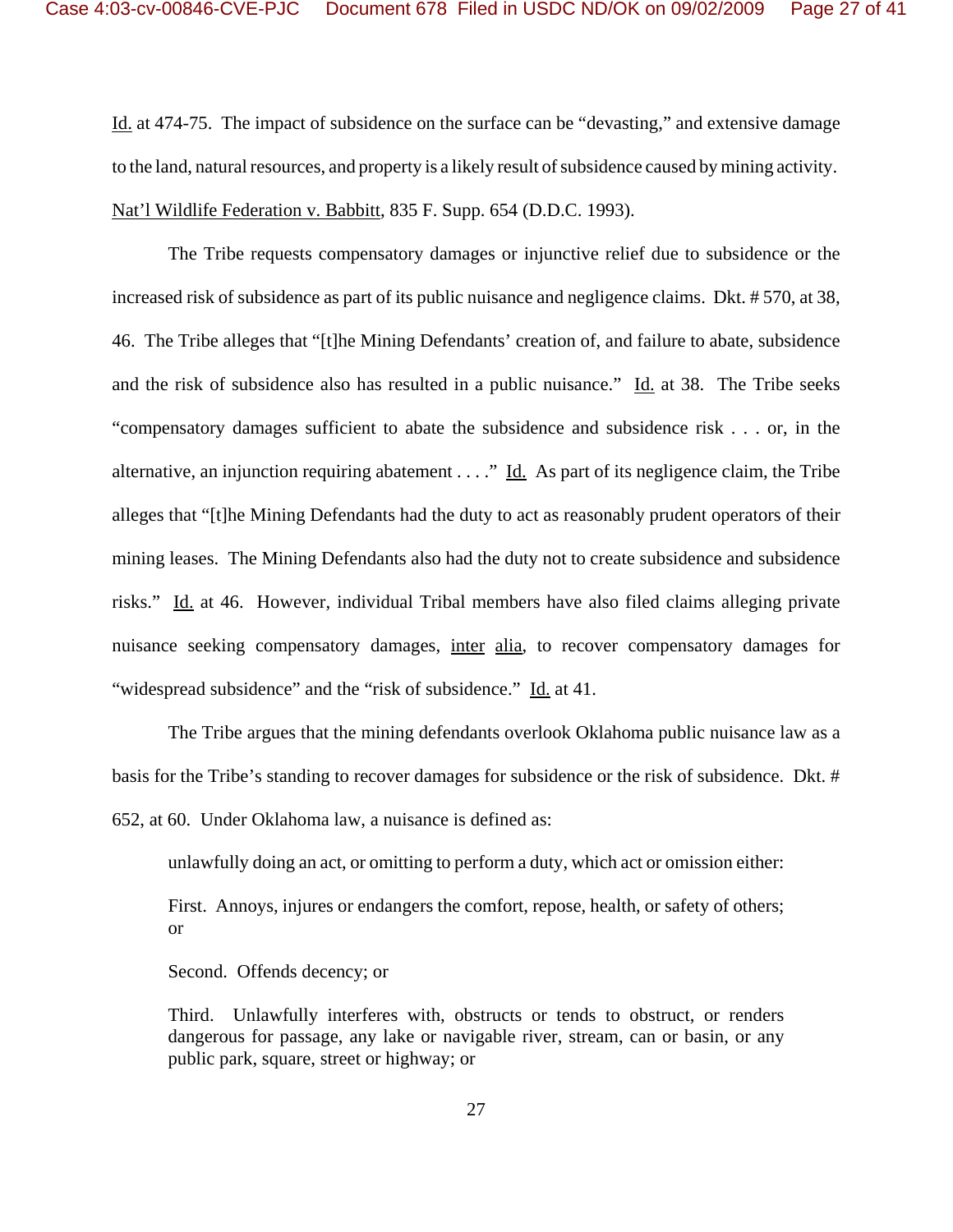Id. at 474-75. The impact of subsidence on the surface can be "devasting," and extensive damage to the land, natural resources, and property is a likely result of subsidence caused by mining activity. Nat'l Wildlife Federation v. Babbitt, 835 F. Supp. 654 (D.D.C. 1993).

The Tribe requests compensatory damages or injunctive relief due to subsidence or the increased risk of subsidence as part of its public nuisance and negligence claims. Dkt. # 570, at 38, 46. The Tribe alleges that "[t]he Mining Defendants' creation of, and failure to abate, subsidence and the risk of subsidence also has resulted in a public nuisance." Id. at 38. The Tribe seeks "compensatory damages sufficient to abate the subsidence and subsidence risk . . . or, in the alternative, an injunction requiring abatement . . . ." Id. As part of its negligence claim, the Tribe alleges that "[t]he Mining Defendants had the duty to act as reasonably prudent operators of their mining leases. The Mining Defendants also had the duty not to create subsidence and subsidence risks." Id. at 46. However, individual Tribal members have also filed claims alleging private nuisance seeking compensatory damages, inter alia, to recover compensatory damages for "widespread subsidence" and the "risk of subsidence." Id. at 41.

The Tribe argues that the mining defendants overlook Oklahoma public nuisance law as a basis for the Tribe's standing to recover damages for subsidence or the risk of subsidence. Dkt. # 652, at 60. Under Oklahoma law, a nuisance is defined as:

> unlawfully doing an act, or omitting to perform a duty, which act or omission either:
>
> First. Annoys, injures or endangers the comfort, repose, health, or safety of others; or
>
> Second. Offends decency; or
>
> Third. Unlawfully interferes with, obstructs or tends to obstruct, or renders dangerous for passage, any lake or navigable river, stream, can or basin, or any public park, square, street or highway; or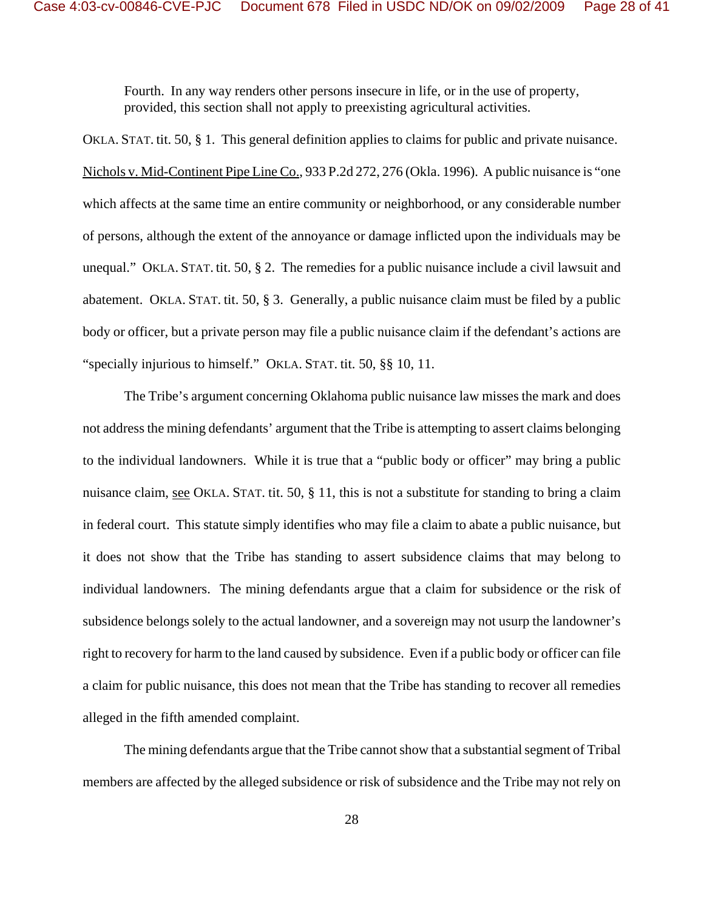> Fourth. In any way renders other persons insecure in life, or in the use of property, provided, this section shall not apply to preexisting agricultural activities.

OKLA. STAT. tit. 50, § 1. This general definition applies to claims for public and private nuisance. Nichols v. Mid-Continent Pipe Line Co., 933 P.2d 272, 276 (Okla. 1996). A public nuisance is "one which affects at the same time an entire community or neighborhood, or any considerable number of persons, although the extent of the annoyance or damage inflicted upon the individuals may be unequal." OKLA. STAT. tit. 50, § 2. The remedies for a public nuisance include a civil lawsuit and abatement. OKLA. STAT. tit. 50, § 3. Generally, a public nuisance claim must be filed by a public body or officer, but a private person may file a public nuisance claim if the defendant's actions are "specially injurious to himself." OKLA. STAT. tit. 50, §§ 10, 11.

The Tribe's argument concerning Oklahoma public nuisance law misses the mark and does not address the mining defendants' argument that the Tribe is attempting to assert claims belonging to the individual landowners. While it is true that a "public body or officer" may bring a public nuisance claim, see OKLA. STAT. tit. 50, § 11, this is not a substitute for standing to bring a claim in federal court. This statute simply identifies who may file a claim to abate a public nuisance, but it does not show that the Tribe has standing to assert subsidence claims that may belong to individual landowners. The mining defendants argue that a claim for subsidence or the risk of subsidence belongs solely to the actual landowner, and a sovereign may not usurp the landowner's right to recovery for harm to the land caused by subsidence. Even if a public body or officer can file a claim for public nuisance, this does not mean that the Tribe has standing to recover all remedies alleged in the fifth amended complaint.

The mining defendants argue that the Tribe cannot show that a substantial segment of Tribal members are affected by the alleged subsidence or risk of subsidence and the Tribe may not rely on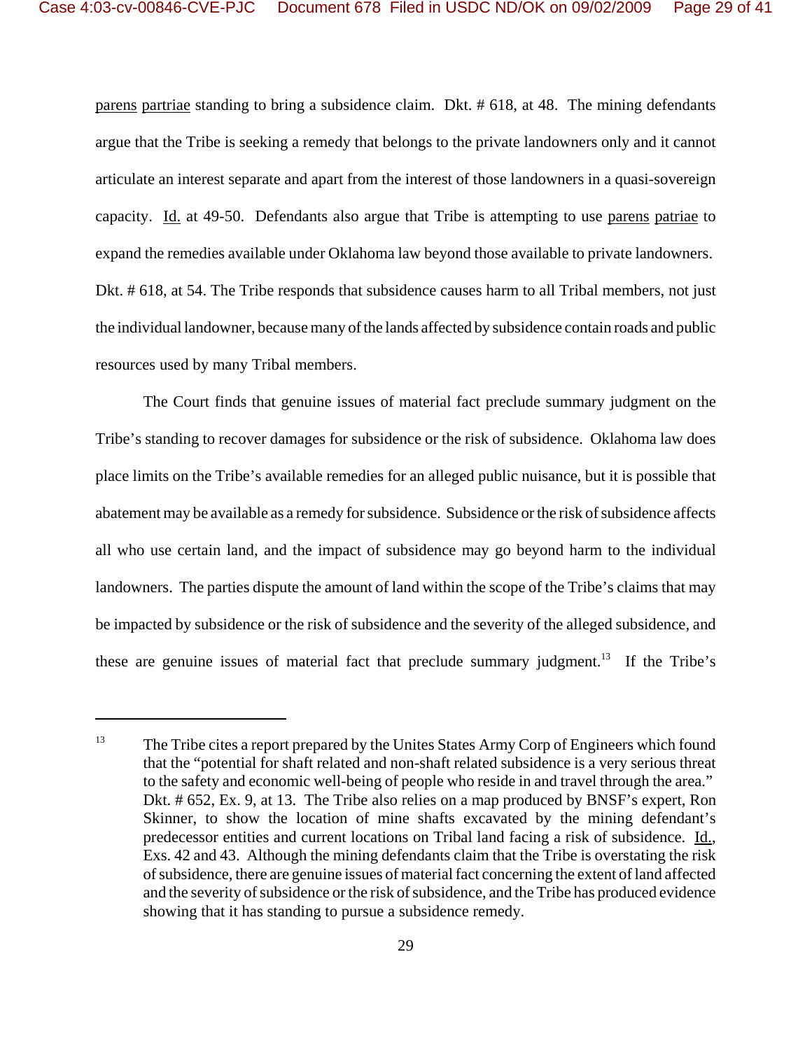parens partriae standing to bring a subsidence claim. Dkt. # 618, at 48. The mining defendants argue that the Tribe is seeking a remedy that belongs to the private landowners only and it cannot articulate an interest separate and apart from the interest of those landowners in a quasi-sovereign capacity. Id. at 49-50. Defendants also argue that Tribe is attempting to use parens patriae to expand the remedies available under Oklahoma law beyond those available to private landowners. Dkt. # 618, at 54. The Tribe responds that subsidence causes harm to all Tribal members, not just the individual landowner, because many of the lands affected by subsidence contain roads and public resources used by many Tribal members.

The Court finds that genuine issues of material fact preclude summary judgment on the Tribe's standing to recover damages for subsidence or the risk of subsidence. Oklahoma law does place limits on the Tribe's available remedies for an alleged public nuisance, but it is possible that abatement may be available as a remedy for subsidence. Subsidence or the risk of subsidence affects all who use certain land, and the impact of subsidence may go beyond harm to the individual landowners. The parties dispute the amount of land within the scope of the Tribe's claims that may be impacted by subsidence or the risk of subsidence and the severity of the alleged subsidence, and these are genuine issues of material fact that preclude summary judgment.[13] If the Tribe's

---

[13] The Tribe cites a report prepared by the Unites States Army Corp of Engineers which found that the "potential for shaft related and non-shaft related subsidence is a very serious threat to the safety and economic well-being of people who reside in and travel through the area." Dkt. # 652, Ex. 9, at 13. The Tribe also relies on a map produced by BNSF's expert, Ron Skinner, to show the location of mine shafts excavated by the mining defendant's predecessor entities and current locations on Tribal land facing a risk of subsidence. Id., Exs. 42 and 43. Although the mining defendants claim that the Tribe is overstating the risk of subsidence, there are genuine issues of material fact concerning the extent of land affected and the severity of subsidence or the risk of subsidence, and the Tribe has produced evidence showing that it has standing to pursue a subsidence remedy.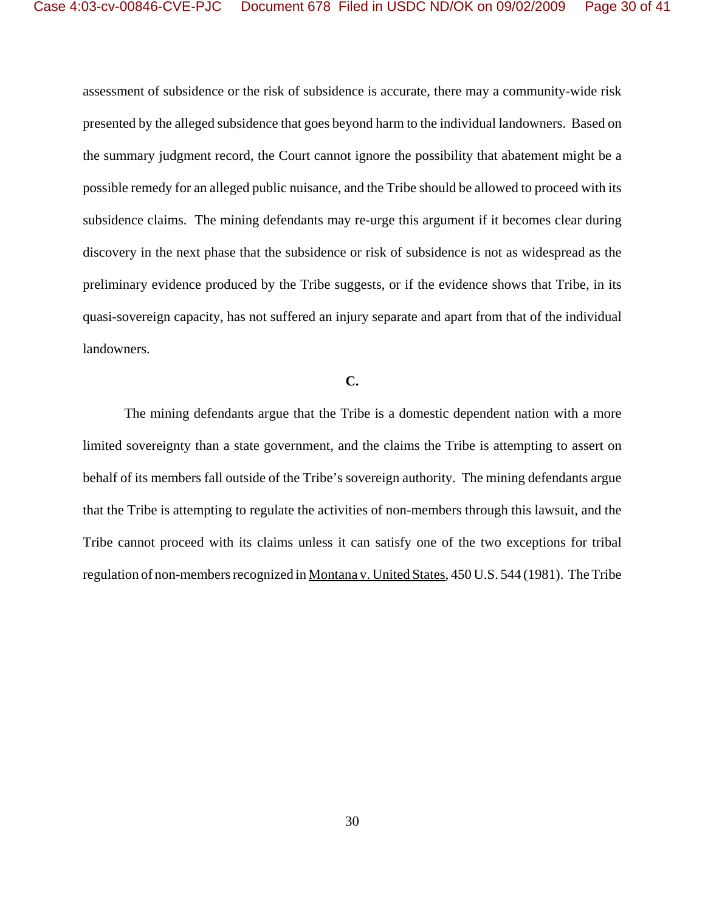assessment of subsidence or the risk of subsidence is accurate, there may a community-wide risk presented by the alleged subsidence that goes beyond harm to the individual landowners. Based on the summary judgment record, the Court cannot ignore the possibility that abatement might be a possible remedy for an alleged public nuisance, and the Tribe should be allowed to proceed with its subsidence claims. The mining defendants may re-urge this argument if it becomes clear during discovery in the next phase that the subsidence or risk of subsidence is not as widespread as the preliminary evidence produced by the Tribe suggests, or if the evidence shows that Tribe, in its quasi-sovereign capacity, has not suffered an injury separate and apart from that of the individual landowners.

**C.**

The mining defendants argue that the Tribe is a domestic dependent nation with a more limited sovereignty than a state government, and the claims the Tribe is attempting to assert on behalf of its members fall outside of the Tribe's sovereign authority. The mining defendants argue that the Tribe is attempting to regulate the activities of non-members through this lawsuit, and the Tribe cannot proceed with its claims unless it can satisfy one of the two exceptions for tribal regulation of non-members recognized in Montana v. United States, 450 U.S. 544 (1981). The Tribe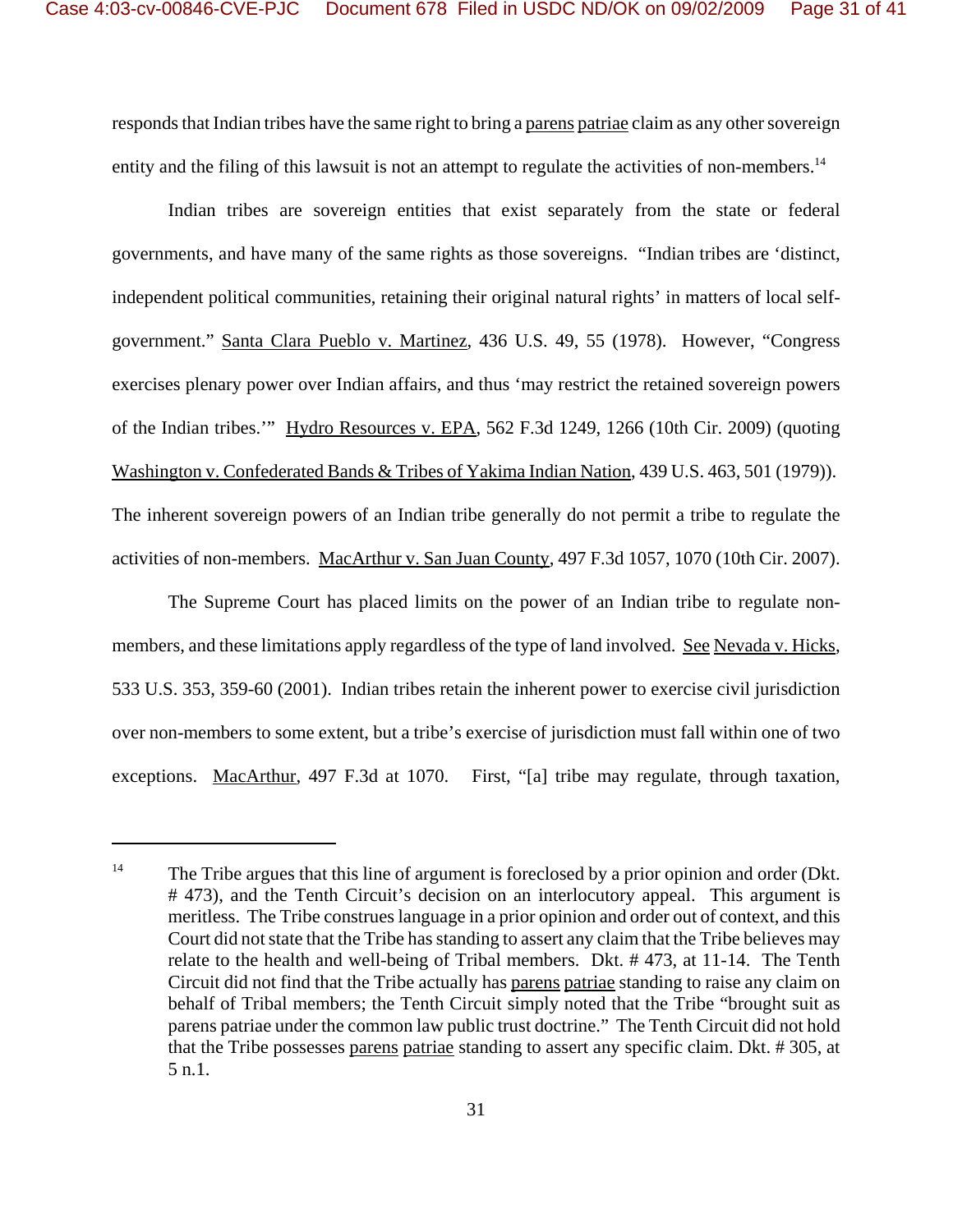responds that Indian tribes have the same right to bring a parens patriae claim as any other sovereign entity and the filing of this lawsuit is not an attempt to regulate the activities of non-members.[14]

Indian tribes are sovereign entities that exist separately from the state or federal governments, and have many of the same rights as those sovereigns. "Indian tribes are 'distinct, independent political communities, retaining their original natural rights' in matters of local self-government." Santa Clara Pueblo v. Martinez, 436 U.S. 49, 55 (1978). However, "Congress exercises plenary power over Indian affairs, and thus 'may restrict the retained sovereign powers of the Indian tribes.'" Hydro Resources v. EPA, 562 F.3d 1249, 1266 (10th Cir. 2009) (quoting Washington v. Confederated Bands & Tribes of Yakima Indian Nation, 439 U.S. 463, 501 (1979)). The inherent sovereign powers of an Indian tribe generally do not permit a tribe to regulate the activities of non-members. MacArthur v. San Juan County, 497 F.3d 1057, 1070 (10th Cir. 2007).

The Supreme Court has placed limits on the power of an Indian tribe to regulate non-members, and these limitations apply regardless of the type of land involved. See Nevada v. Hicks, 533 U.S. 353, 359-60 (2001). Indian tribes retain the inherent power to exercise civil jurisdiction over non-members to some extent, but a tribe's exercise of jurisdiction must fall within one of two exceptions. MacArthur, 497 F.3d at 1070. First, "[a] tribe may regulate, through taxation,

---

[14] The Tribe argues that this line of argument is foreclosed by a prior opinion and order (Dkt. # 473), and the Tenth Circuit's decision on an interlocutory appeal. This argument is meritless. The Tribe construes language in a prior opinion and order out of context, and this Court did not state that the Tribe has standing to assert any claim that the Tribe believes may relate to the health and well-being of Tribal members. Dkt. # 473, at 11-14. The Tenth Circuit did not find that the Tribe actually has parens patriae standing to raise any claim on behalf of Tribal members; the Tenth Circuit simply noted that the Tribe "brought suit as parens patriae under the common law public trust doctrine." The Tenth Circuit did not hold that the Tribe possesses parens patriae standing to assert any specific claim. Dkt. # 305, at 5 n.1.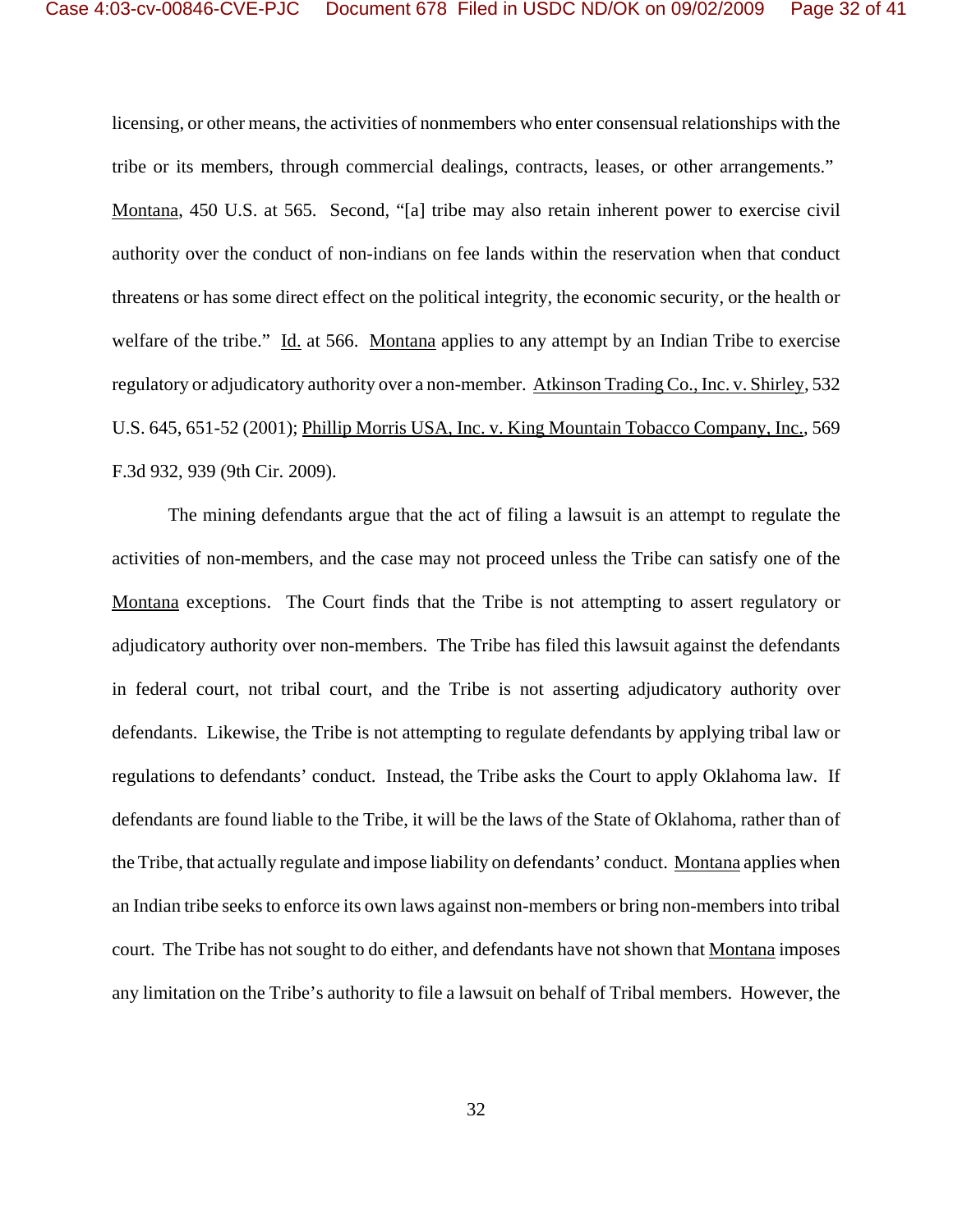licensing, or other means, the activities of nonmembers who enter consensual relationships with the tribe or its members, through commercial dealings, contracts, leases, or other arrangements." Montana, 450 U.S. at 565. Second, "[a] tribe may also retain inherent power to exercise civil authority over the conduct of non-indians on fee lands within the reservation when that conduct threatens or has some direct effect on the political integrity, the economic security, or the health or welfare of the tribe." Id. at 566. Montana applies to any attempt by an Indian Tribe to exercise regulatory or adjudicatory authority over a non-member. Atkinson Trading Co., Inc. v. Shirley, 532 U.S. 645, 651-52 (2001); Phillip Morris USA, Inc. v. King Mountain Tobacco Company, Inc., 569 F.3d 932, 939 (9th Cir. 2009).

The mining defendants argue that the act of filing a lawsuit is an attempt to regulate the activities of non-members, and the case may not proceed unless the Tribe can satisfy one of the Montana exceptions. The Court finds that the Tribe is not attempting to assert regulatory or adjudicatory authority over non-members. The Tribe has filed this lawsuit against the defendants in federal court, not tribal court, and the Tribe is not asserting adjudicatory authority over defendants. Likewise, the Tribe is not attempting to regulate defendants by applying tribal law or regulations to defendants' conduct. Instead, the Tribe asks the Court to apply Oklahoma law. If defendants are found liable to the Tribe, it will be the laws of the State of Oklahoma, rather than of the Tribe, that actually regulate and impose liability on defendants' conduct. Montana applies when an Indian tribe seeks to enforce its own laws against non-members or bring non-members into tribal court. The Tribe has not sought to do either, and defendants have not shown that Montana imposes any limitation on the Tribe's authority to file a lawsuit on behalf of Tribal members. However, the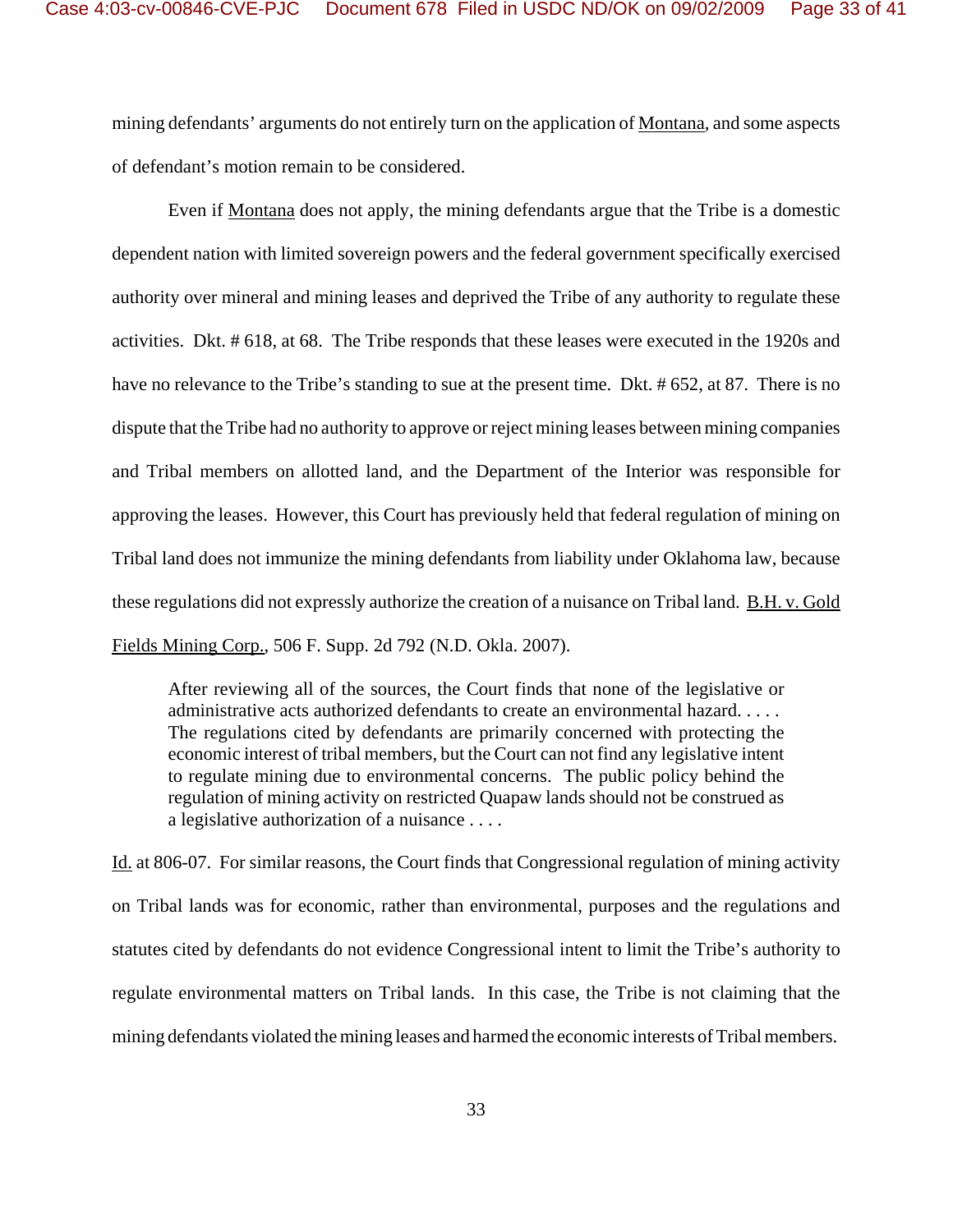mining defendants' arguments do not entirely turn on the application of Montana, and some aspects of defendant's motion remain to be considered.

Even if Montana does not apply, the mining defendants argue that the Tribe is a domestic dependent nation with limited sovereign powers and the federal government specifically exercised authority over mineral and mining leases and deprived the Tribe of any authority to regulate these activities. Dkt. # 618, at 68. The Tribe responds that these leases were executed in the 1920s and have no relevance to the Tribe's standing to sue at the present time. Dkt. # 652, at 87. There is no dispute that the Tribe had no authority to approve or reject mining leases between mining companies and Tribal members on allotted land, and the Department of the Interior was responsible for approving the leases. However, this Court has previously held that federal regulation of mining on Tribal land does not immunize the mining defendants from liability under Oklahoma law, because these regulations did not expressly authorize the creation of a nuisance on Tribal land. B.H. v. Gold Fields Mining Corp., 506 F. Supp. 2d 792 (N.D. Okla. 2007).

> After reviewing all of the sources, the Court finds that none of the legislative or administrative acts authorized defendants to create an environmental hazard. . . . . The regulations cited by defendants are primarily concerned with protecting the economic interest of tribal members, but the Court can not find any legislative intent to regulate mining due to environmental concerns. The public policy behind the regulation of mining activity on restricted Quapaw lands should not be construed as a legislative authorization of a nuisance . . . .

Id. at 806-07. For similar reasons, the Court finds that Congressional regulation of mining activity on Tribal lands was for economic, rather than environmental, purposes and the regulations and statutes cited by defendants do not evidence Congressional intent to limit the Tribe's authority to regulate environmental matters on Tribal lands. In this case, the Tribe is not claiming that the mining defendants violated the mining leases and harmed the economic interests of Tribal members.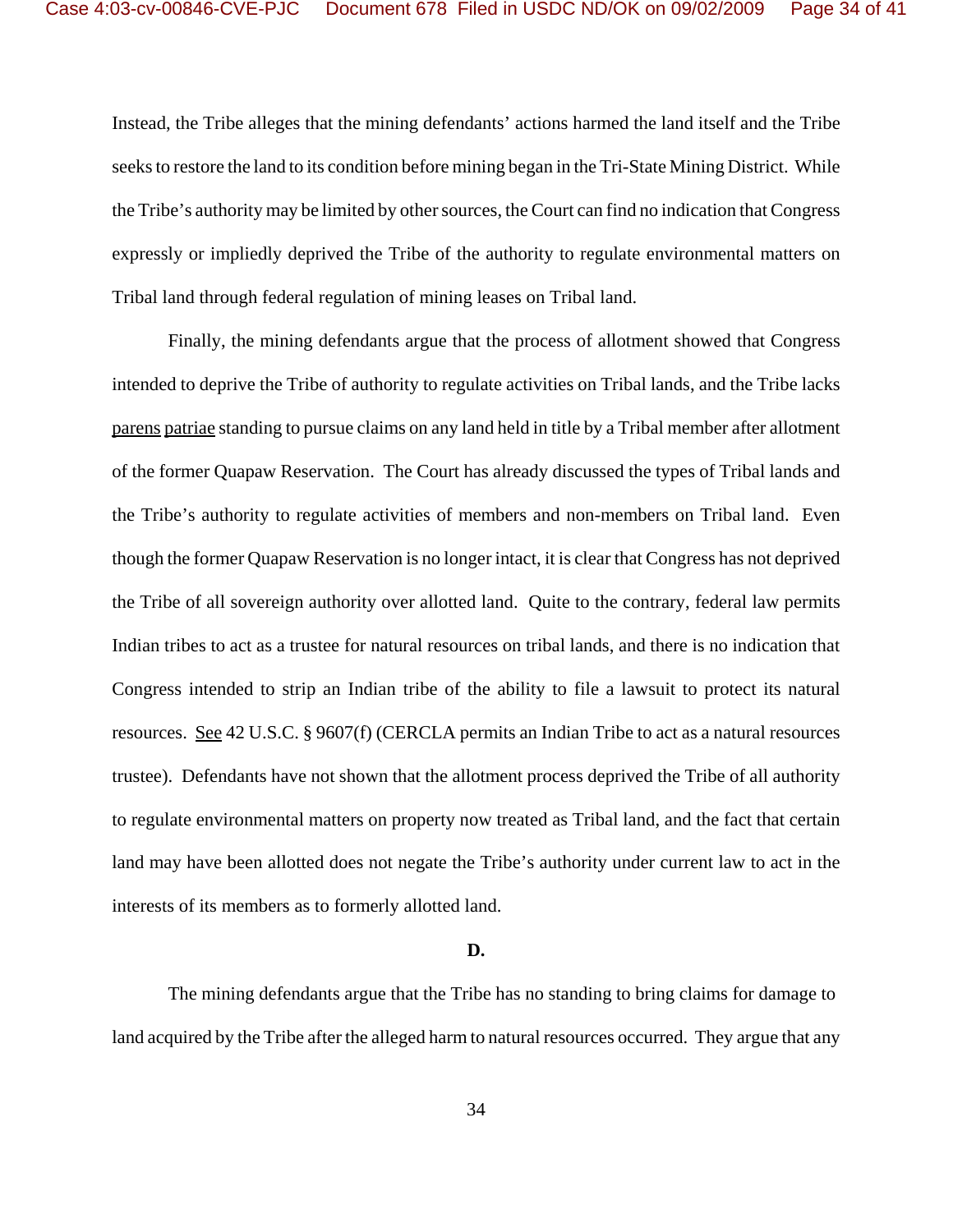Instead, the Tribe alleges that the mining defendants' actions harmed the land itself and the Tribe seeks to restore the land to its condition before mining began in the Tri-State Mining District. While the Tribe's authority may be limited by other sources, the Court can find no indication that Congress expressly or impliedly deprived the Tribe of the authority to regulate environmental matters on Tribal land through federal regulation of mining leases on Tribal land.

Finally, the mining defendants argue that the process of allotment showed that Congress intended to deprive the Tribe of authority to regulate activities on Tribal lands, and the Tribe lacks parens patriae standing to pursue claims on any land held in title by a Tribal member after allotment of the former Quapaw Reservation. The Court has already discussed the types of Tribal lands and the Tribe's authority to regulate activities of members and non-members on Tribal land. Even though the former Quapaw Reservation is no longer intact, it is clear that Congress has not deprived the Tribe of all sovereign authority over allotted land. Quite to the contrary, federal law permits Indian tribes to act as a trustee for natural resources on tribal lands, and there is no indication that Congress intended to strip an Indian tribe of the ability to file a lawsuit to protect its natural resources. See 42 U.S.C. § 9607(f) (CERCLA permits an Indian Tribe to act as a natural resources trustee). Defendants have not shown that the allotment process deprived the Tribe of all authority to regulate environmental matters on property now treated as Tribal land, and the fact that certain land may have been allotted does not negate the Tribe's authority under current law to act in the interests of its members as to formerly allotted land.

**D.**

The mining defendants argue that the Tribe has no standing to bring claims for damage to land acquired by the Tribe after the alleged harm to natural resources occurred. They argue that any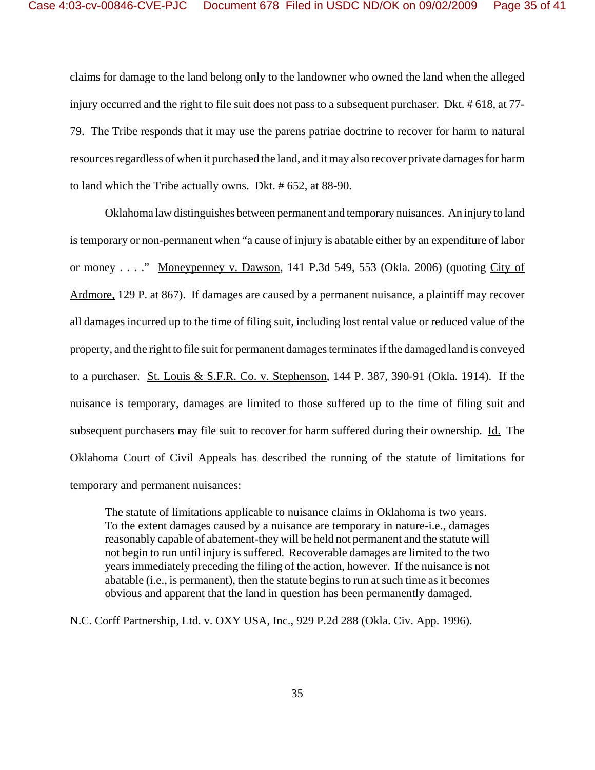claims for damage to the land belong only to the landowner who owned the land when the alleged injury occurred and the right to file suit does not pass to a subsequent purchaser. Dkt. # 618, at 77-79. The Tribe responds that it may use the parens patriae doctrine to recover for harm to natural resources regardless of when it purchased the land, and it may also recover private damages for harm to land which the Tribe actually owns. Dkt. # 652, at 88-90.

Oklahoma law distinguishes between permanent and temporary nuisances. An injury to land is temporary or non-permanent when "a cause of injury is abatable either by an expenditure of labor or money . . . ." Moneypenney v. Dawson, 141 P.3d 549, 553 (Okla. 2006) (quoting City of Ardmore, 129 P. at 867). If damages are caused by a permanent nuisance, a plaintiff may recover all damages incurred up to the time of filing suit, including lost rental value or reduced value of the property, and the right to file suit for permanent damages terminates if the damaged land is conveyed to a purchaser. St. Louis & S.F.R. Co. v. Stephenson, 144 P. 387, 390-91 (Okla. 1914). If the nuisance is temporary, damages are limited to those suffered up to the time of filing suit and subsequent purchasers may file suit to recover for harm suffered during their ownership. Id. The Oklahoma Court of Civil Appeals has described the running of the statute of limitations for temporary and permanent nuisances:

> The statute of limitations applicable to nuisance claims in Oklahoma is two years. To the extent damages caused by a nuisance are temporary in nature-i.e., damages reasonably capable of abatement-they will be held not permanent and the statute will not begin to run until injury is suffered. Recoverable damages are limited to the two years immediately preceding the filing of the action, however. If the nuisance is not abatable (i.e., is permanent), then the statute begins to run at such time as it becomes obvious and apparent that the land in question has been permanently damaged.

N.C. Corff Partnership, Ltd. v. OXY USA, Inc., 929 P.2d 288 (Okla. Civ. App. 1996).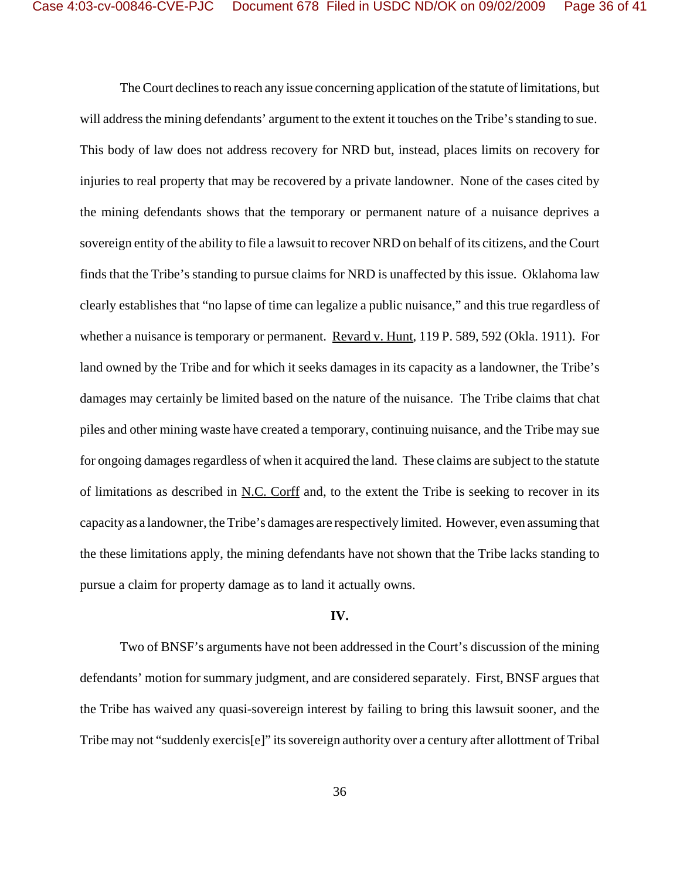The Court declines to reach any issue concerning application of the statute of limitations, but will address the mining defendants' argument to the extent it touches on the Tribe's standing to sue. This body of law does not address recovery for NRD but, instead, places limits on recovery for injuries to real property that may be recovered by a private landowner. None of the cases cited by the mining defendants shows that the temporary or permanent nature of a nuisance deprives a sovereign entity of the ability to file a lawsuit to recover NRD on behalf of its citizens, and the Court finds that the Tribe's standing to pursue claims for NRD is unaffected by this issue. Oklahoma law clearly establishes that "no lapse of time can legalize a public nuisance," and this true regardless of whether a nuisance is temporary or permanent. Revard v. Hunt, 119 P. 589, 592 (Okla. 1911). For land owned by the Tribe and for which it seeks damages in its capacity as a landowner, the Tribe's damages may certainly be limited based on the nature of the nuisance. The Tribe claims that chat piles and other mining waste have created a temporary, continuing nuisance, and the Tribe may sue for ongoing damages regardless of when it acquired the land. These claims are subject to the statute of limitations as described in N.C. Corff and, to the extent the Tribe is seeking to recover in its capacity as a landowner, the Tribe's damages are respectively limited. However, even assuming that the these limitations apply, the mining defendants have not shown that the Tribe lacks standing to pursue a claim for property damage as to land it actually owns.

**IV.**

Two of BNSF's arguments have not been addressed in the Court's discussion of the mining defendants' motion for summary judgment, and are considered separately. First, BNSF argues that the Tribe has waived any quasi-sovereign interest by failing to bring this lawsuit sooner, and the Tribe may not "suddenly exercis[e]" its sovereign authority over a century after allottment of Tribal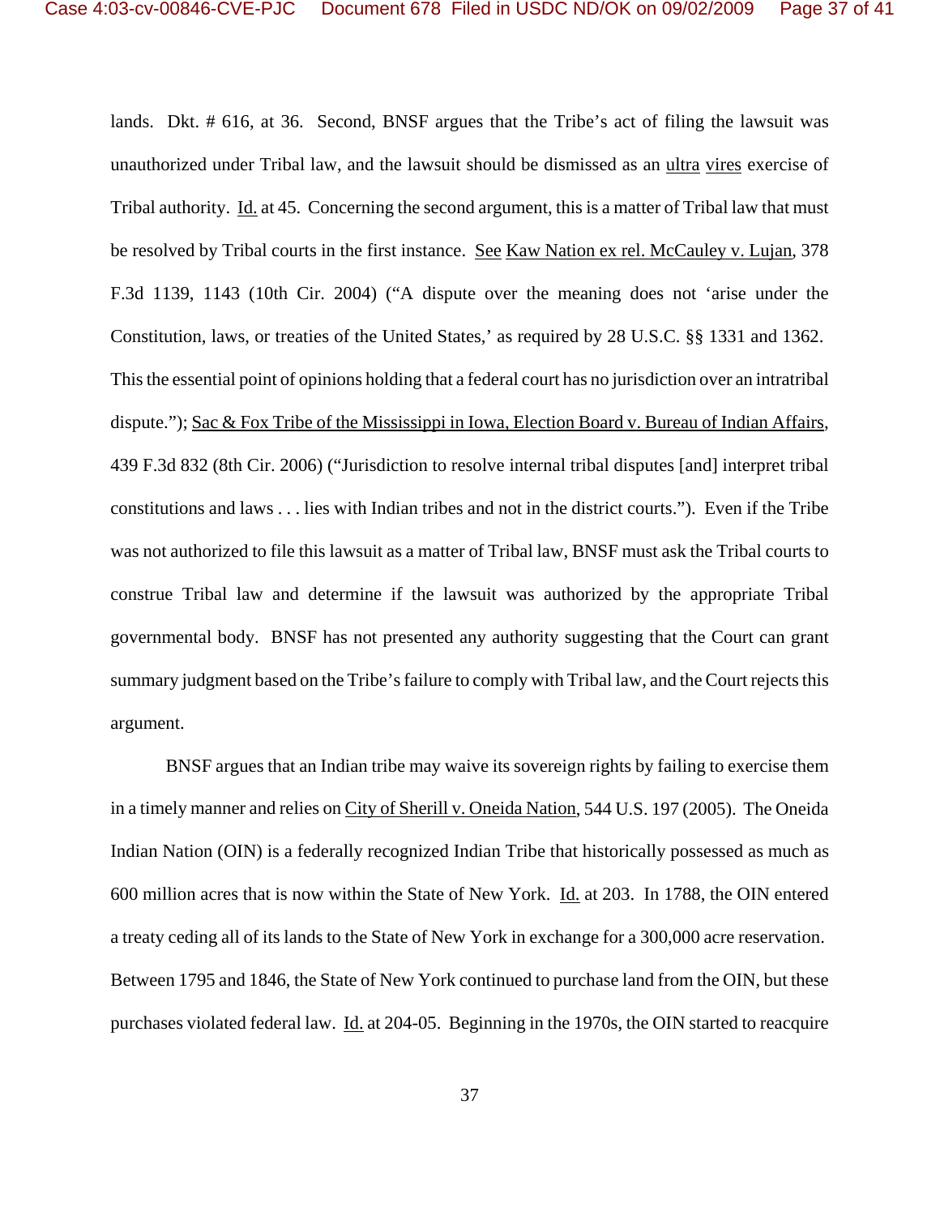lands. Dkt. # 616, at 36. Second, BNSF argues that the Tribe's act of filing the lawsuit was unauthorized under Tribal law, and the lawsuit should be dismissed as an ultra vires exercise of Tribal authority. Id. at 45. Concerning the second argument, this is a matter of Tribal law that must be resolved by Tribal courts in the first instance. See Kaw Nation ex rel. McCauley v. Lujan, 378 F.3d 1139, 1143 (10th Cir. 2004) ("A dispute over the meaning does not 'arise under the Constitution, laws, or treaties of the United States,' as required by 28 U.S.C. §§ 1331 and 1362. This the essential point of opinions holding that a federal court has no jurisdiction over an intratribal dispute."); Sac & Fox Tribe of the Mississippi in Iowa, Election Board v. Bureau of Indian Affairs, 439 F.3d 832 (8th Cir. 2006) ("Jurisdiction to resolve internal tribal disputes [and] interpret tribal constitutions and laws . . . lies with Indian tribes and not in the district courts."). Even if the Tribe was not authorized to file this lawsuit as a matter of Tribal law, BNSF must ask the Tribal courts to construe Tribal law and determine if the lawsuit was authorized by the appropriate Tribal governmental body. BNSF has not presented any authority suggesting that the Court can grant summary judgment based on the Tribe's failure to comply with Tribal law, and the Court rejects this argument.

BNSF argues that an Indian tribe may waive its sovereign rights by failing to exercise them in a timely manner and relies on City of Sherill v. Oneida Nation, 544 U.S. 197 (2005). The Oneida Indian Nation (OIN) is a federally recognized Indian Tribe that historically possessed as much as 600 million acres that is now within the State of New York. Id. at 203. In 1788, the OIN entered a treaty ceding all of its lands to the State of New York in exchange for a 300,000 acre reservation. Between 1795 and 1846, the State of New York continued to purchase land from the OIN, but these purchases violated federal law. Id. at 204-05. Beginning in the 1970s, the OIN started to reacquire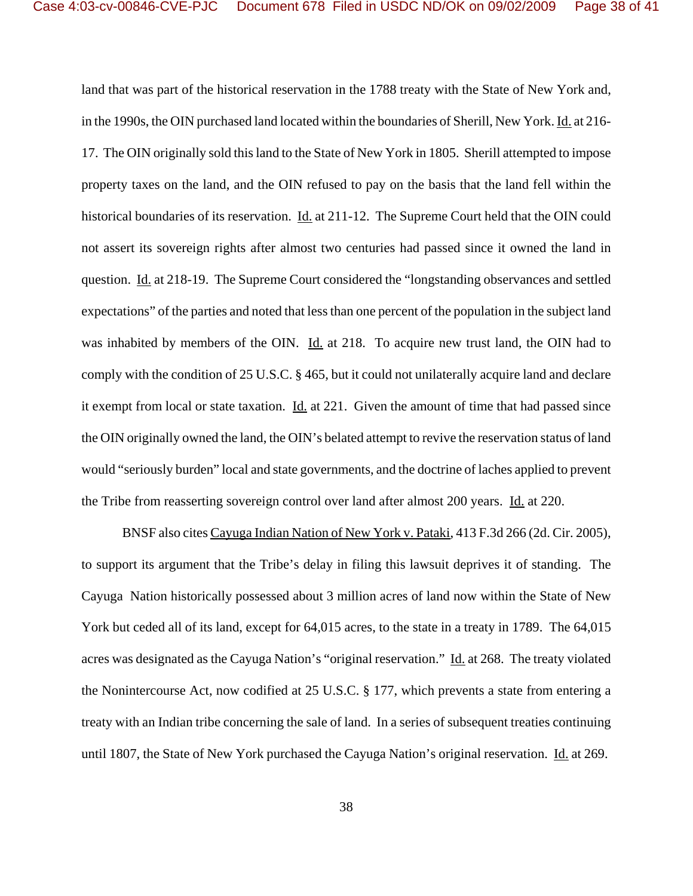land that was part of the historical reservation in the 1788 treaty with the State of New York and, in the 1990s, the OIN purchased land located within the boundaries of Sherill, New York. Id. at 216-17. The OIN originally sold this land to the State of New York in 1805. Sherill attempted to impose property taxes on the land, and the OIN refused to pay on the basis that the land fell within the historical boundaries of its reservation. Id. at 211-12. The Supreme Court held that the OIN could not assert its sovereign rights after almost two centuries had passed since it owned the land in question. Id. at 218-19. The Supreme Court considered the "longstanding observances and settled expectations" of the parties and noted that less than one percent of the population in the subject land was inhabited by members of the OIN. Id. at 218. To acquire new trust land, the OIN had to comply with the condition of 25 U.S.C. § 465, but it could not unilaterally acquire land and declare it exempt from local or state taxation. Id. at 221. Given the amount of time that had passed since the OIN originally owned the land, the OIN's belated attempt to revive the reservation status of land would "seriously burden" local and state governments, and the doctrine of laches applied to prevent the Tribe from reasserting sovereign control over land after almost 200 years. Id. at 220.

BNSF also cites Cayuga Indian Nation of New York v. Pataki, 413 F.3d 266 (2d. Cir. 2005), to support its argument that the Tribe's delay in filing this lawsuit deprives it of standing. The Cayuga Nation historically possessed about 3 million acres of land now within the State of New York but ceded all of its land, except for 64,015 acres, to the state in a treaty in 1789. The 64,015 acres was designated as the Cayuga Nation's "original reservation." Id. at 268. The treaty violated the Nonintercourse Act, now codified at 25 U.S.C. § 177, which prevents a state from entering a treaty with an Indian tribe concerning the sale of land. In a series of subsequent treaties continuing until 1807, the State of New York purchased the Cayuga Nation's original reservation. Id. at 269.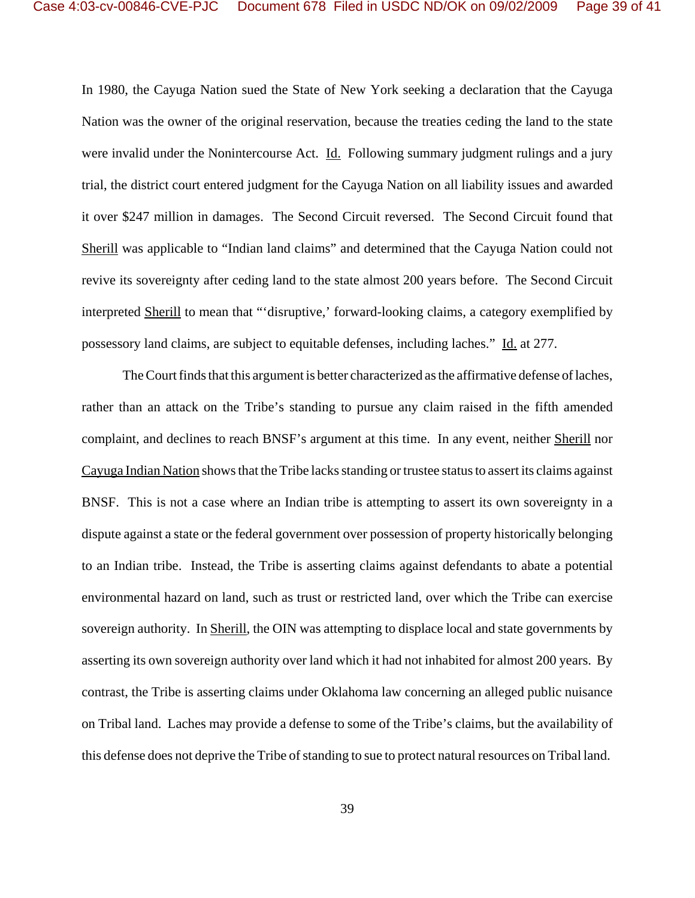In 1980, the Cayuga Nation sued the State of New York seeking a declaration that the Cayuga Nation was the owner of the original reservation, because the treaties ceding the land to the state were invalid under the Nonintercourse Act. Id. Following summary judgment rulings and a jury trial, the district court entered judgment for the Cayuga Nation on all liability issues and awarded it over $247 million in damages. The Second Circuit reversed. The Second Circuit found that Sherill was applicable to "Indian land claims" and determined that the Cayuga Nation could not revive its sovereignty after ceding land to the state almost 200 years before. The Second Circuit interpreted Sherill to mean that "'disruptive,' forward-looking claims, a category exemplified by possessory land claims, are subject to equitable defenses, including laches." Id. at 277.

The Court finds that this argument is better characterized as the affirmative defense of laches, rather than an attack on the Tribe's standing to pursue any claim raised in the fifth amended complaint, and declines to reach BNSF's argument at this time. In any event, neither Sherill nor Cayuga Indian Nation shows that the Tribe lacks standing or trustee status to assert its claims against BNSF. This is not a case where an Indian tribe is attempting to assert its own sovereignty in a dispute against a state or the federal government over possession of property historically belonging to an Indian tribe. Instead, the Tribe is asserting claims against defendants to abate a potential environmental hazard on land, such as trust or restricted land, over which the Tribe can exercise sovereign authority. In Sherill, the OIN was attempting to displace local and state governments by asserting its own sovereign authority over land which it had not inhabited for almost 200 years. By contrast, the Tribe is asserting claims under Oklahoma law concerning an alleged public nuisance on Tribal land. Laches may provide a defense to some of the Tribe's claims, but the availability of this defense does not deprive the Tribe of standing to sue to protect natural resources on Tribal land.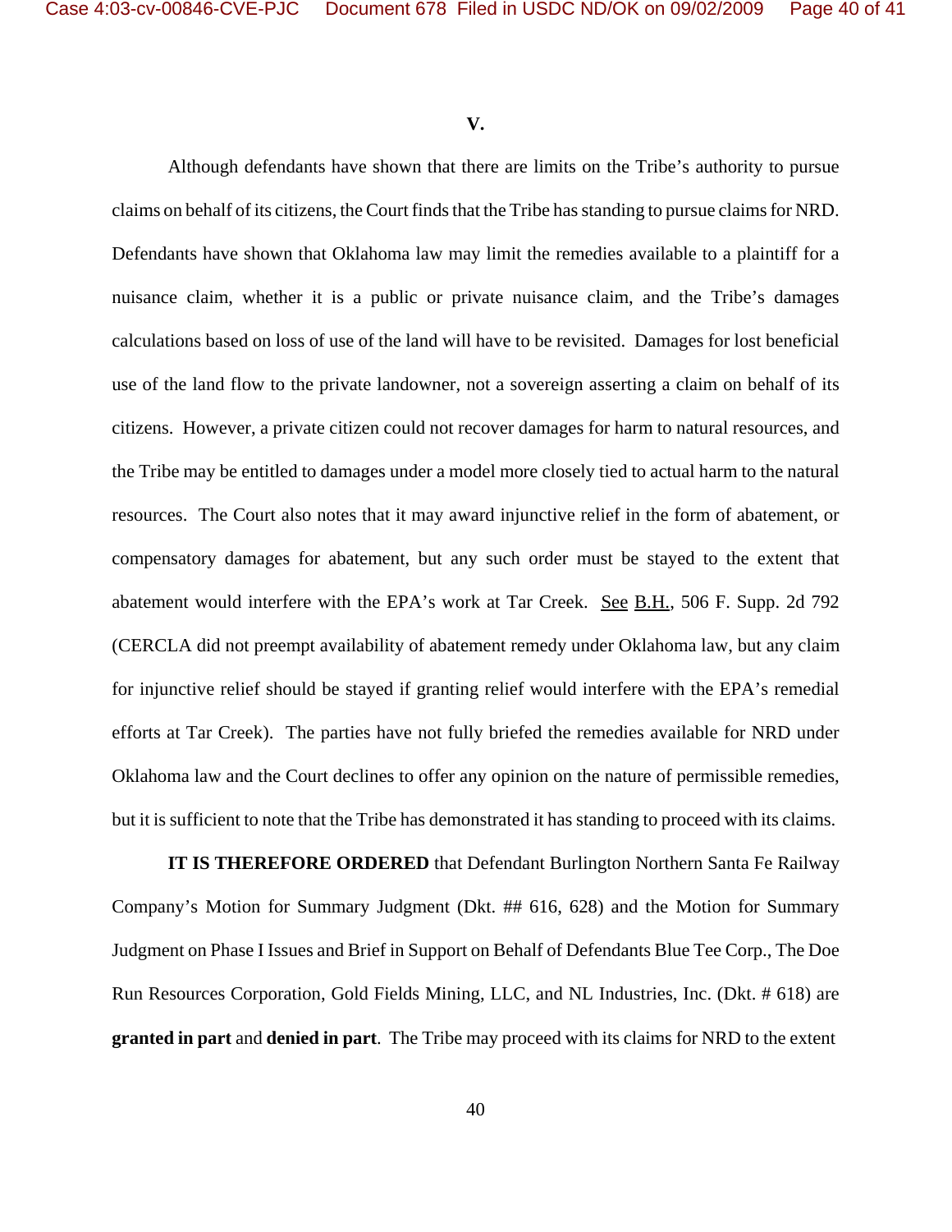## V.

Although defendants have shown that there are limits on the Tribe's authority to pursue claims on behalf of its citizens, the Court finds that the Tribe has standing to pursue claims for NRD. Defendants have shown that Oklahoma law may limit the remedies available to a plaintiff for a nuisance claim, whether it is a public or private nuisance claim, and the Tribe's damages calculations based on loss of use of the land will have to be revisited. Damages for lost beneficial use of the land flow to the private landowner, not a sovereign asserting a claim on behalf of its citizens. However, a private citizen could not recover damages for harm to natural resources, and the Tribe may be entitled to damages under a model more closely tied to actual harm to the natural resources. The Court also notes that it may award injunctive relief in the form of abatement, or compensatory damages for abatement, but any such order must be stayed to the extent that abatement would interfere with the EPA's work at Tar Creek. See B.H., 506 F. Supp. 2d 792 (CERCLA did not preempt availability of abatement remedy under Oklahoma law, but any claim for injunctive relief should be stayed if granting relief would interfere with the EPA's remedial efforts at Tar Creek). The parties have not fully briefed the remedies available for NRD under Oklahoma law and the Court declines to offer any opinion on the nature of permissible remedies, but it is sufficient to note that the Tribe has demonstrated it has standing to proceed with its claims.

**IT IS THEREFORE ORDERED** that Defendant Burlington Northern Santa Fe Railway Company's Motion for Summary Judgment (Dkt. ## 616, 628) and the Motion for Summary Judgment on Phase I Issues and Brief in Support on Behalf of Defendants Blue Tee Corp., The Doe Run Resources Corporation, Gold Fields Mining, LLC, and NL Industries, Inc. (Dkt. # 618) are **granted in part** and **denied in part**. The Tribe may proceed with its claims for NRD to the extent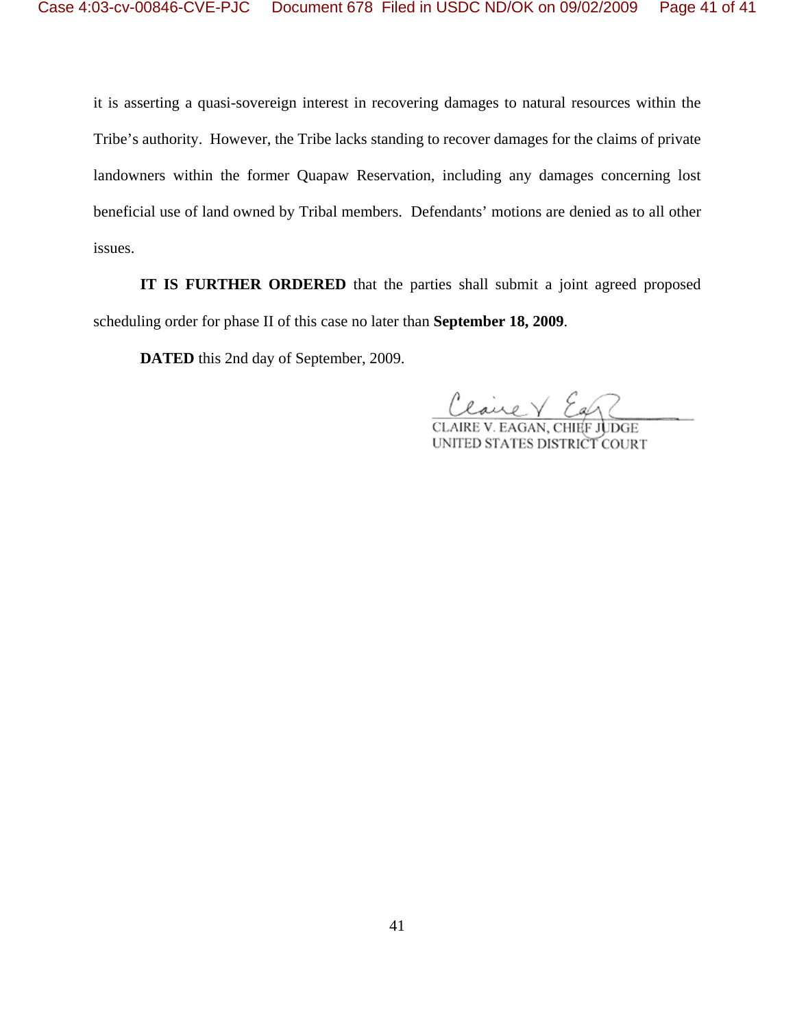it is asserting a quasi-sovereign interest in recovering damages to natural resources within the Tribe's authority. However, the Tribe lacks standing to recover damages for the claims of private landowners within the former Quapaw Reservation, including any damages concerning lost beneficial use of land owned by Tribal members. Defendants' motions are denied as to all other issues.

**IT IS FURTHER ORDERED** that the parties shall submit a joint agreed proposed scheduling order for phase II of this case no later than **September 18, 2009**.

**DATED** this 2nd day of September, 2009.

CLAIRE V. EAGAN, CHIEF JUDGE
UNITED STATES DISTRICT COURT